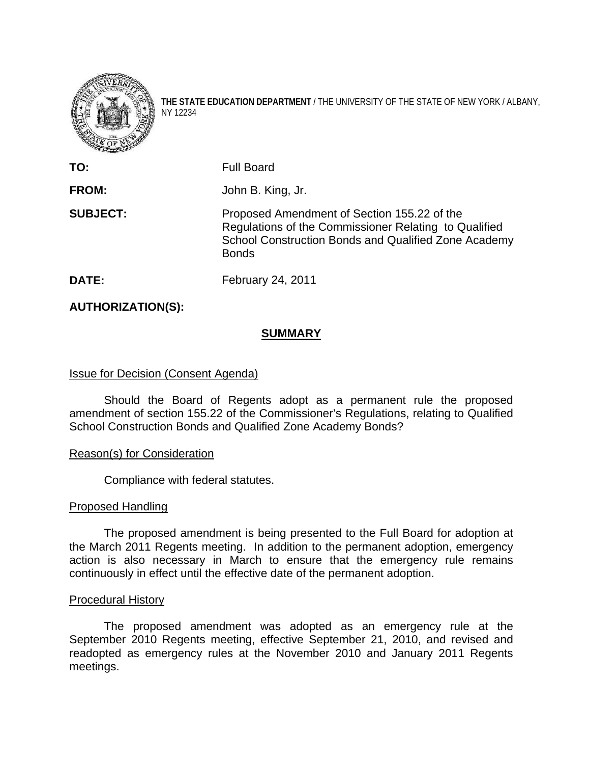**THE STATE EDUCATION DEPARTMENT** / THE UNIVERSITY OF THE STATE OF NEW YORK / ALBANY, NY 12234

**TO:** Full Board

**FROM:** John B. King, Jr.

**SUBJECT:** Proposed Amendment of Section 155.22 of the Regulations of the Commissioner Relating to Qualified School Construction Bonds and Qualified Zone Academy Bonds

**DATE:** February 24, 2011

**AUTHORIZATION(S):**

## SUMMARY

Issue for Decision (Consent Agenda)

Should the Board of Regents adopt as a permanent rule the proposed amendment of section 155.22 of the Commissioner's Regulations, relating to Qualified School Construction Bonds and Qualified Zone Academy Bonds?

Reason(s) for Consideration

Compliance with federal statutes.

Proposed Handling

The proposed amendment is being presented to the Full Board for adoption at the March 2011 Regents meeting. In addition to the permanent adoption, emergency action is also necessary in March to ensure that the emergency rule remains continuously in effect until the effective date of the permanent adoption.

Procedural History

The proposed amendment was adopted as an emergency rule at the September 2010 Regents meeting, effective September 21, 2010, and revised and readopted as emergency rules at the November 2010 and January 2011 Regents meetings.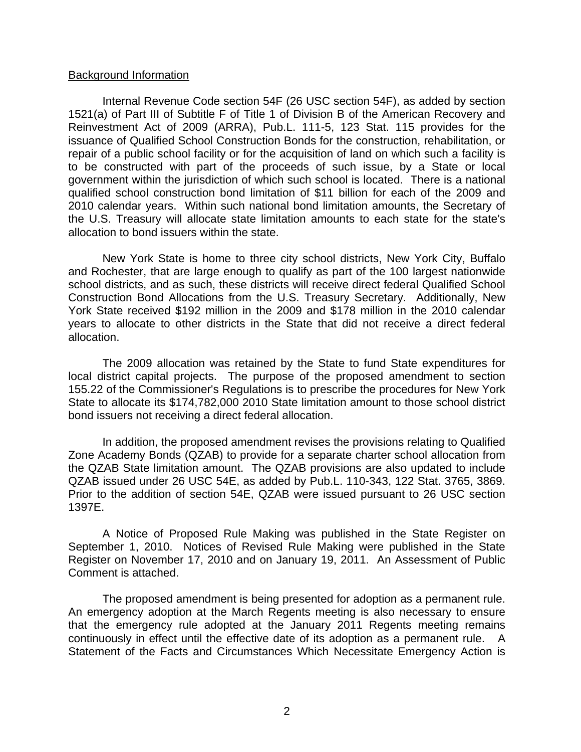Background Information

Internal Revenue Code section 54F (26 USC section 54F), as added by section 1521(a) of Part III of Subtitle F of Title 1 of Division B of the American Recovery and Reinvestment Act of 2009 (ARRA), Pub.L. 111-5, 123 Stat. 115 provides for the issuance of Qualified School Construction Bonds for the construction, rehabilitation, or repair of a public school facility or for the acquisition of land on which such a facility is to be constructed with part of the proceeds of such issue, by a State or local government within the jurisdiction of which such school is located. There is a national qualified school construction bond limitation of $11 billion for each of the 2009 and 2010 calendar years. Within such national bond limitation amounts, the Secretary of the U.S. Treasury will allocate state limitation amounts to each state for the state's allocation to bond issuers within the state.

New York State is home to three city school districts, New York City, Buffalo and Rochester, that are large enough to qualify as part of the 100 largest nationwide school districts, and as such, these districts will receive direct federal Qualified School Construction Bond Allocations from the U.S. Treasury Secretary. Additionally, New York State received $192 million in the 2009 and $178 million in the 2010 calendar years to allocate to other districts in the State that did not receive a direct federal allocation.

The 2009 allocation was retained by the State to fund State expenditures for local district capital projects. The purpose of the proposed amendment to section 155.22 of the Commissioner's Regulations is to prescribe the procedures for New York State to allocate its $174,782,000 2010 State limitation amount to those school district bond issuers not receiving a direct federal allocation.

In addition, the proposed amendment revises the provisions relating to Qualified Zone Academy Bonds (QZAB) to provide for a separate charter school allocation from the QZAB State limitation amount. The QZAB provisions are also updated to include QZAB issued under 26 USC 54E, as added by Pub.L. 110-343, 122 Stat. 3765, 3869. Prior to the addition of section 54E, QZAB were issued pursuant to 26 USC section 1397E.

A Notice of Proposed Rule Making was published in the State Register on September 1, 2010. Notices of Revised Rule Making were published in the State Register on November 17, 2010 and on January 19, 2011. An Assessment of Public Comment is attached.

The proposed amendment is being presented for adoption as a permanent rule. An emergency adoption at the March Regents meeting is also necessary to ensure that the emergency rule adopted at the January 2011 Regents meeting remains continuously in effect until the effective date of its adoption as a permanent rule. A Statement of the Facts and Circumstances Which Necessitate Emergency Action is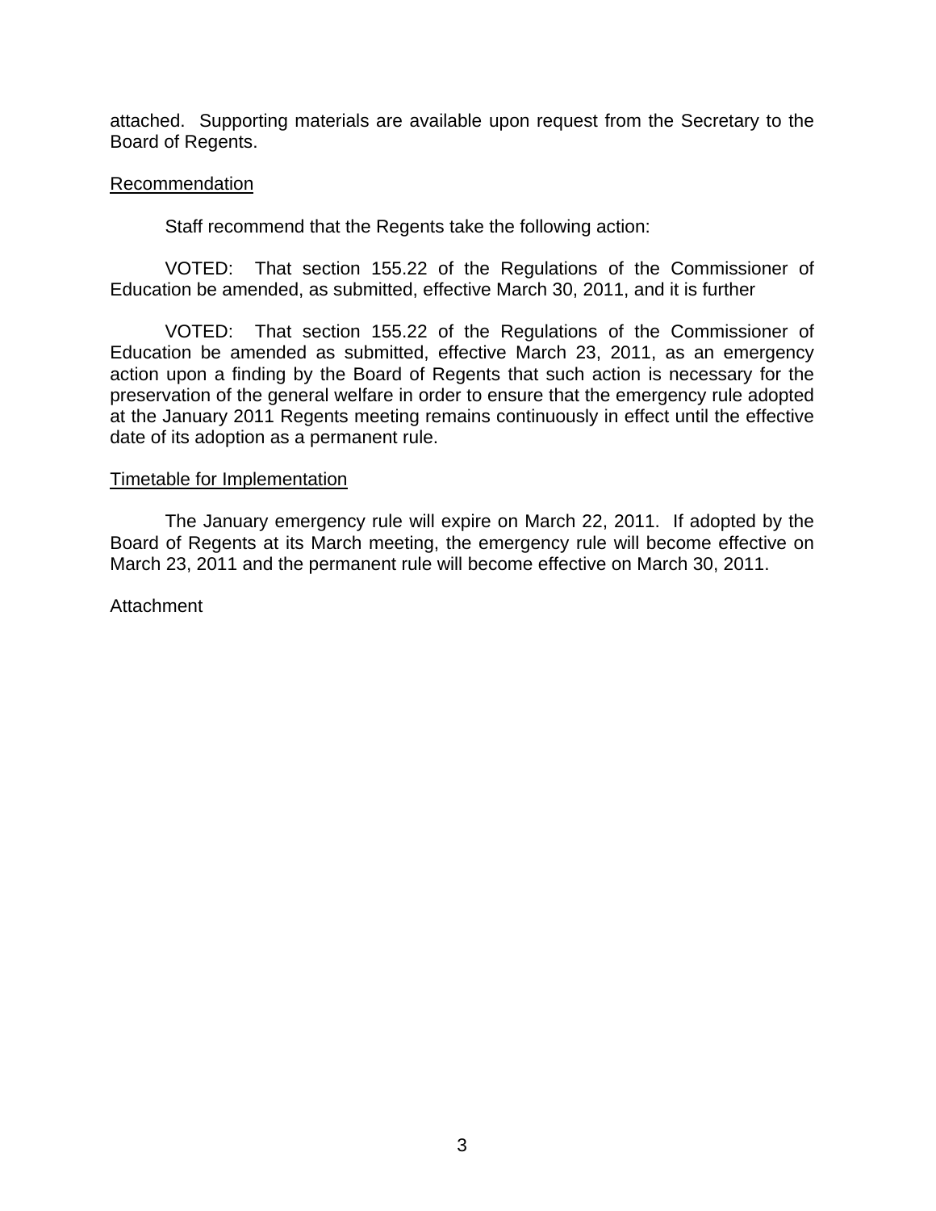attached. Supporting materials are available upon request from the Secretary to the Board of Regents.

## Recommendation

Staff recommend that the Regents take the following action:

VOTED: That section 155.22 of the Regulations of the Commissioner of Education be amended, as submitted, effective March 30, 2011, and it is further

VOTED: That section 155.22 of the Regulations of the Commissioner of Education be amended as submitted, effective March 23, 2011, as an emergency action upon a finding by the Board of Regents that such action is necessary for the preservation of the general welfare in order to ensure that the emergency rule adopted at the January 2011 Regents meeting remains continuously in effect until the effective date of its adoption as a permanent rule.

## Timetable for Implementation

The January emergency rule will expire on March 22, 2011. If adopted by the Board of Regents at its March meeting, the emergency rule will become effective on March 23, 2011 and the permanent rule will become effective on March 30, 2011.

Attachment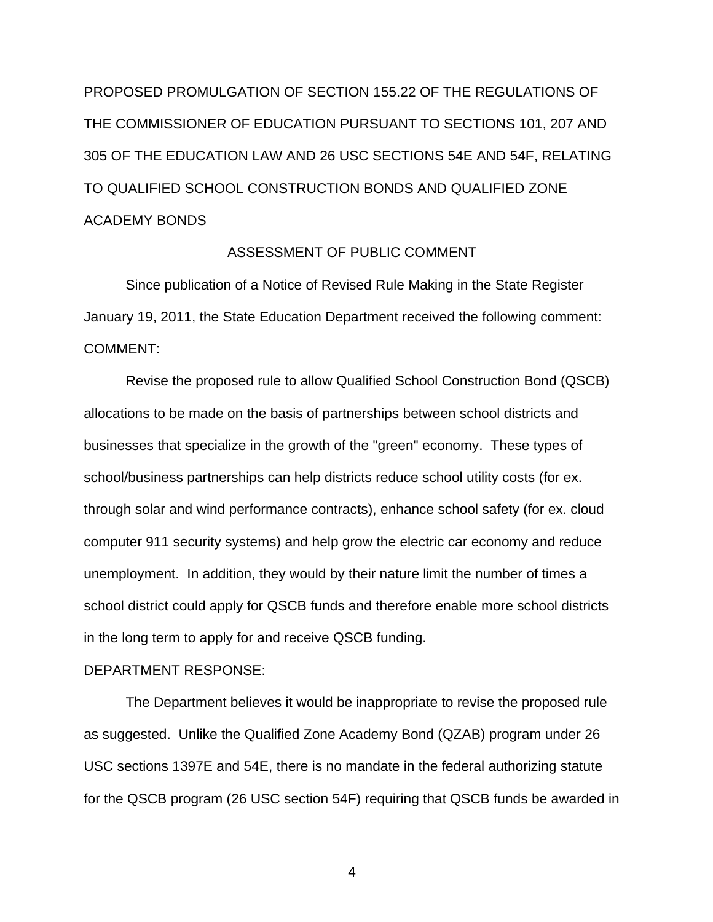PROPOSED PROMULGATION OF SECTION 155.22 OF THE REGULATIONS OF THE COMMISSIONER OF EDUCATION PURSUANT TO SECTIONS 101, 207 AND 305 OF THE EDUCATION LAW AND 26 USC SECTIONS 54E AND 54F, RELATING TO QUALIFIED SCHOOL CONSTRUCTION BONDS AND QUALIFIED ZONE ACADEMY BONDS

ASSESSMENT OF PUBLIC COMMENT

Since publication of a Notice of Revised Rule Making in the State Register January 19, 2011, the State Education Department received the following comment:

COMMENT:

Revise the proposed rule to allow Qualified School Construction Bond (QSCB) allocations to be made on the basis of partnerships between school districts and businesses that specialize in the growth of the "green" economy. These types of school/business partnerships can help districts reduce school utility costs (for ex. through solar and wind performance contracts), enhance school safety (for ex. cloud computer 911 security systems) and help grow the electric car economy and reduce unemployment. In addition, they would by their nature limit the number of times a school district could apply for QSCB funds and therefore enable more school districts in the long term to apply for and receive QSCB funding.

DEPARTMENT RESPONSE:

The Department believes it would be inappropriate to revise the proposed rule as suggested. Unlike the Qualified Zone Academy Bond (QZAB) program under 26 USC sections 1397E and 54E, there is no mandate in the federal authorizing statute for the QSCB program (26 USC section 54F) requiring that QSCB funds be awarded in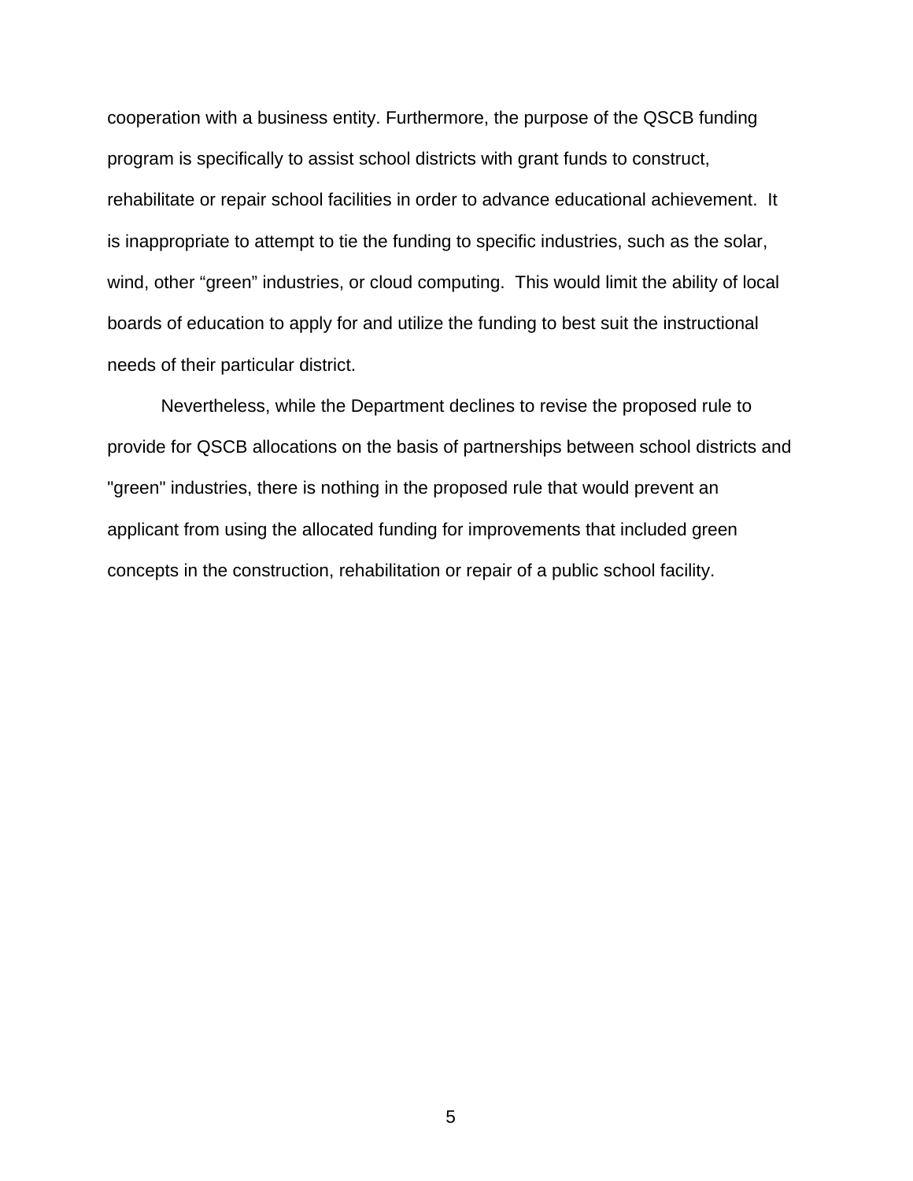cooperation with a business entity. Furthermore, the purpose of the QSCB funding program is specifically to assist school districts with grant funds to construct, rehabilitate or repair school facilities in order to advance educational achievement. It is inappropriate to attempt to tie the funding to specific industries, such as the solar, wind, other “green” industries, or cloud computing. This would limit the ability of local boards of education to apply for and utilize the funding to best suit the instructional needs of their particular district.

Nevertheless, while the Department declines to revise the proposed rule to provide for QSCB allocations on the basis of partnerships between school districts and "green" industries, there is nothing in the proposed rule that would prevent an applicant from using the allocated funding for improvements that included green concepts in the construction, rehabilitation or repair of a public school facility.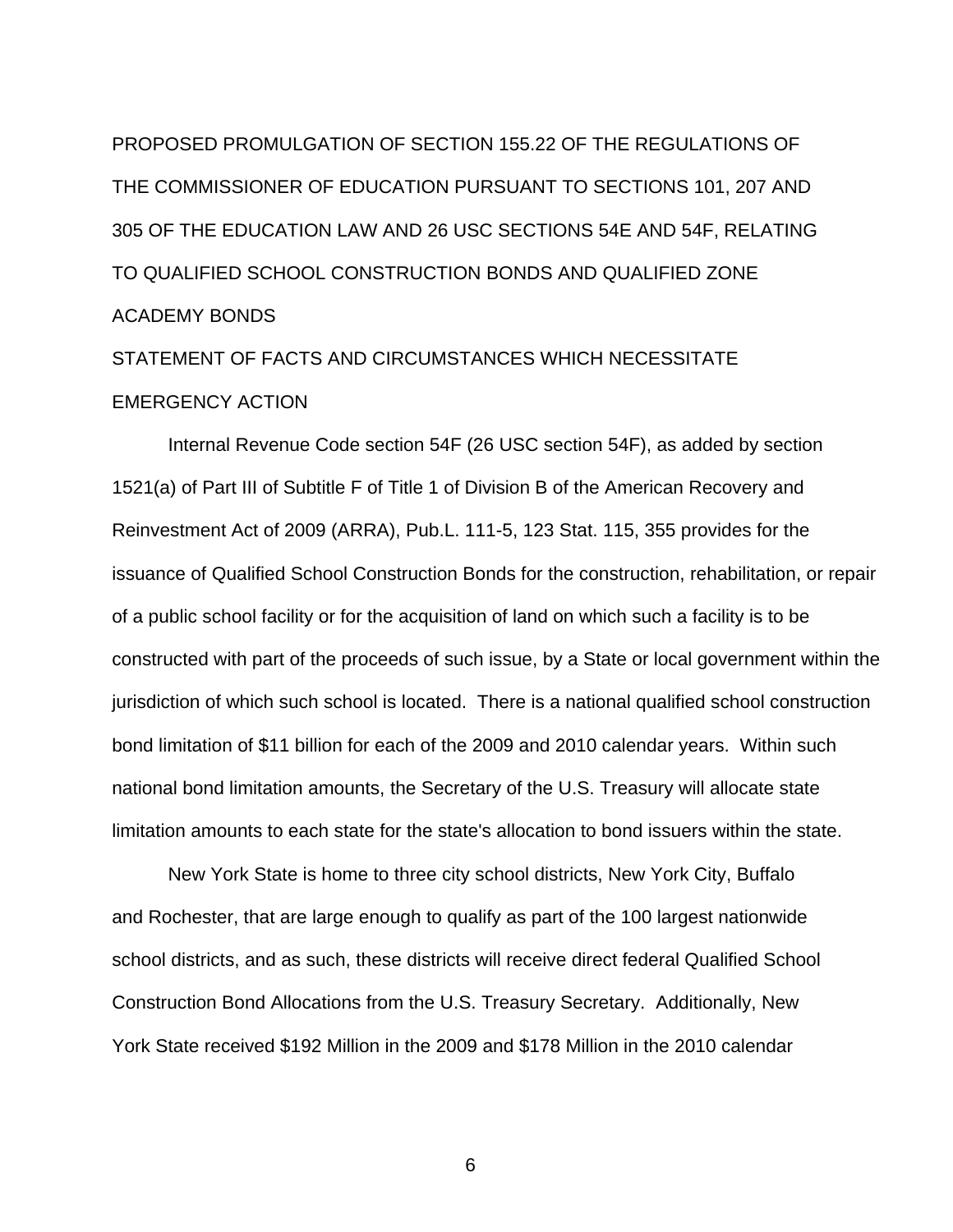PROPOSED PROMULGATION OF SECTION 155.22 OF THE REGULATIONS OF THE COMMISSIONER OF EDUCATION PURSUANT TO SECTIONS 101, 207 AND 305 OF THE EDUCATION LAW AND 26 USC SECTIONS 54E AND 54F, RELATING TO QUALIFIED SCHOOL CONSTRUCTION BONDS AND QUALIFIED ZONE ACADEMY BONDS

STATEMENT OF FACTS AND CIRCUMSTANCES WHICH NECESSITATE EMERGENCY ACTION

Internal Revenue Code section 54F (26 USC section 54F), as added by section 1521(a) of Part III of Subtitle F of Title 1 of Division B of the American Recovery and Reinvestment Act of 2009 (ARRA), Pub.L. 111-5, 123 Stat. 115, 355 provides for the issuance of Qualified School Construction Bonds for the construction, rehabilitation, or repair of a public school facility or for the acquisition of land on which such a facility is to be constructed with part of the proceeds of such issue, by a State or local government within the jurisdiction of which such school is located. There is a national qualified school construction bond limitation of $11 billion for each of the 2009 and 2010 calendar years. Within such national bond limitation amounts, the Secretary of the U.S. Treasury will allocate state limitation amounts to each state for the state's allocation to bond issuers within the state.

New York State is home to three city school districts, New York City, Buffalo and Rochester, that are large enough to qualify as part of the 100 largest nationwide school districts, and as such, these districts will receive direct federal Qualified School Construction Bond Allocations from the U.S. Treasury Secretary. Additionally, New York State received $192 Million in the 2009 and $178 Million in the 2010 calendar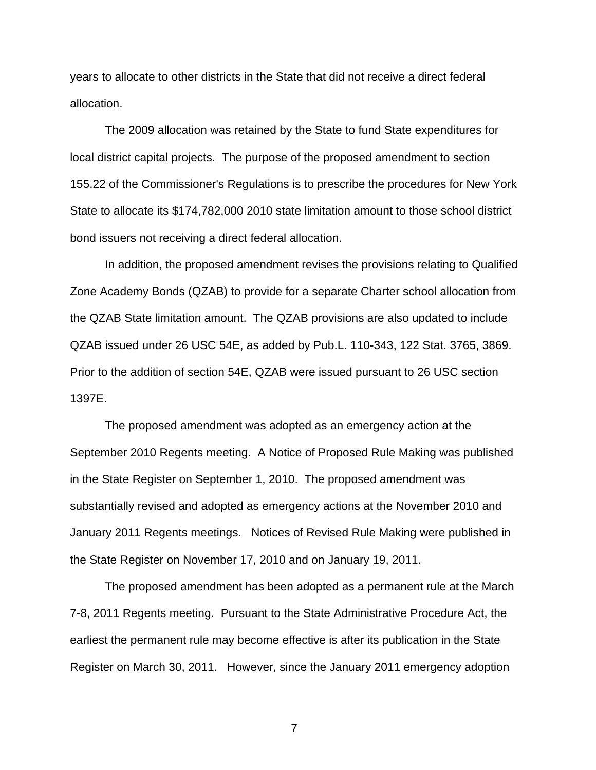years to allocate to other districts in the State that did not receive a direct federal allocation.

The 2009 allocation was retained by the State to fund State expenditures for local district capital projects. The purpose of the proposed amendment to section 155.22 of the Commissioner's Regulations is to prescribe the procedures for New York State to allocate its $174,782,000 2010 state limitation amount to those school district bond issuers not receiving a direct federal allocation.

In addition, the proposed amendment revises the provisions relating to Qualified Zone Academy Bonds (QZAB) to provide for a separate Charter school allocation from the QZAB State limitation amount. The QZAB provisions are also updated to include QZAB issued under 26 USC 54E, as added by Pub.L. 110-343, 122 Stat. 3765, 3869. Prior to the addition of section 54E, QZAB were issued pursuant to 26 USC section 1397E.

The proposed amendment was adopted as an emergency action at the September 2010 Regents meeting. A Notice of Proposed Rule Making was published in the State Register on September 1, 2010. The proposed amendment was substantially revised and adopted as emergency actions at the November 2010 and January 2011 Regents meetings. Notices of Revised Rule Making were published in the State Register on November 17, 2010 and on January 19, 2011.

The proposed amendment has been adopted as a permanent rule at the March 7-8, 2011 Regents meeting. Pursuant to the State Administrative Procedure Act, the earliest the permanent rule may become effective is after its publication in the State Register on March 30, 2011. However, since the January 2011 emergency adoption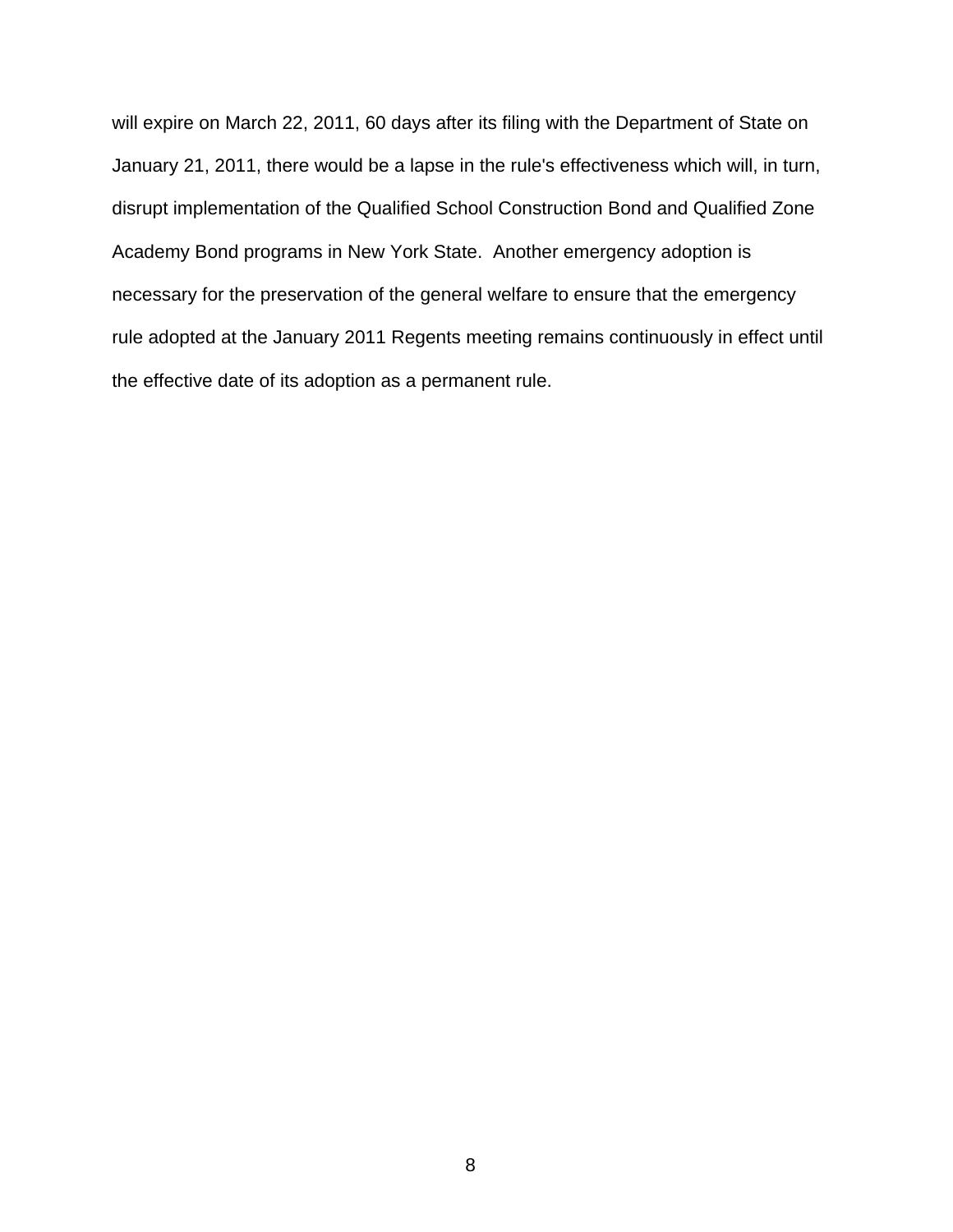will expire on March 22, 2011, 60 days after its filing with the Department of State on January 21, 2011, there would be a lapse in the rule's effectiveness which will, in turn, disrupt implementation of the Qualified School Construction Bond and Qualified Zone Academy Bond programs in New York State. Another emergency adoption is necessary for the preservation of the general welfare to ensure that the emergency rule adopted at the January 2011 Regents meeting remains continuously in effect until the effective date of its adoption as a permanent rule.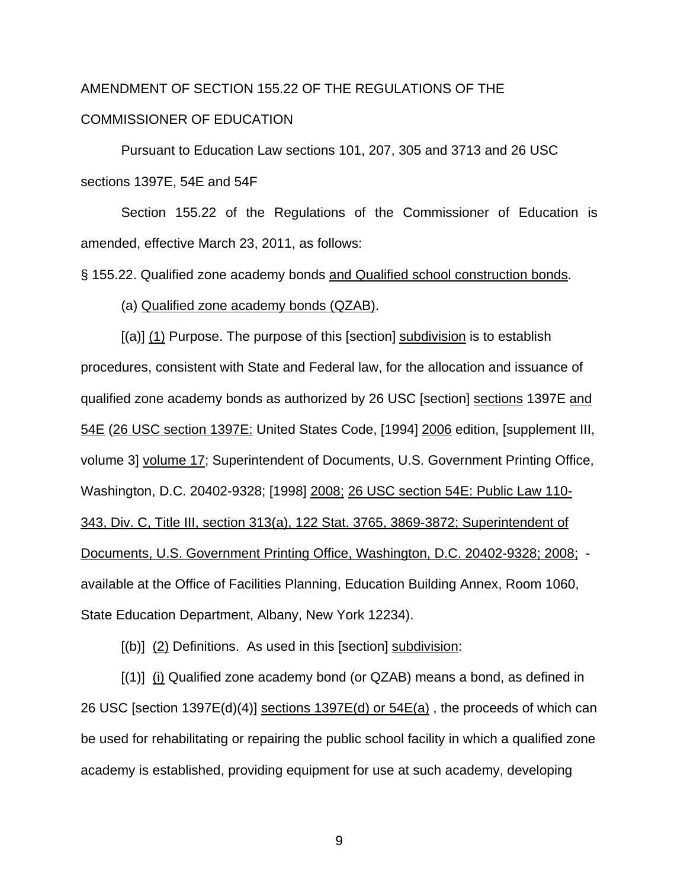AMENDMENT OF SECTION 155.22 OF THE REGULATIONS OF THE COMMISSIONER OF EDUCATION

Pursuant to Education Law sections 101, 207, 305 and 3713 and 26 USC sections 1397E, 54E and 54F

Section 155.22 of the Regulations of the Commissioner of Education is amended, effective March 23, 2011, as follows:

§ 155.22. Qualified zone academy bonds <u>and Qualified school construction bonds</u>.

(a) <u>Qualified zone academy bonds (QZAB)</u>.

[(a)] <u>(1)</u> Purpose. The purpose of this [section] <u>subdivision</u> is to establish procedures, consistent with State and Federal law, for the allocation and issuance of qualified zone academy bonds as authorized by 26 USC [section] <u>sections</u> 1397E <u>and 54E</u> (<u>26 USC section 1397E:</u> United States Code, [1994] <u>2006</u> edition, [supplement III, volume 3] <u>volume 17</u>; Superintendent of Documents, U.S. Government Printing Office, Washington, D.C. 20402-9328; [1998] <u>2008;</u> <u>26 USC section 54E: Public Law 110-343, Div. C, Title III, section 313(a), 122 Stat. 3765, 3869-3872; Superintendent of Documents, U.S. Government Printing Office, Washington, D.C. 20402-9328; 2008;</u> - available at the Office of Facilities Planning, Education Building Annex, Room 1060, State Education Department, Albany, New York 12234).

[(b)] <u>(2)</u> Definitions. As used in this [section] <u>subdivision</u>:

[(1)] <u>(i)</u> Qualified zone academy bond (or QZAB) means a bond, as defined in 26 USC [section 1397E(d)(4)] <u>sections 1397E(d) or 54E(a)</u> , the proceeds of which can be used for rehabilitating or repairing the public school facility in which a qualified zone academy is established, providing equipment for use at such academy, developing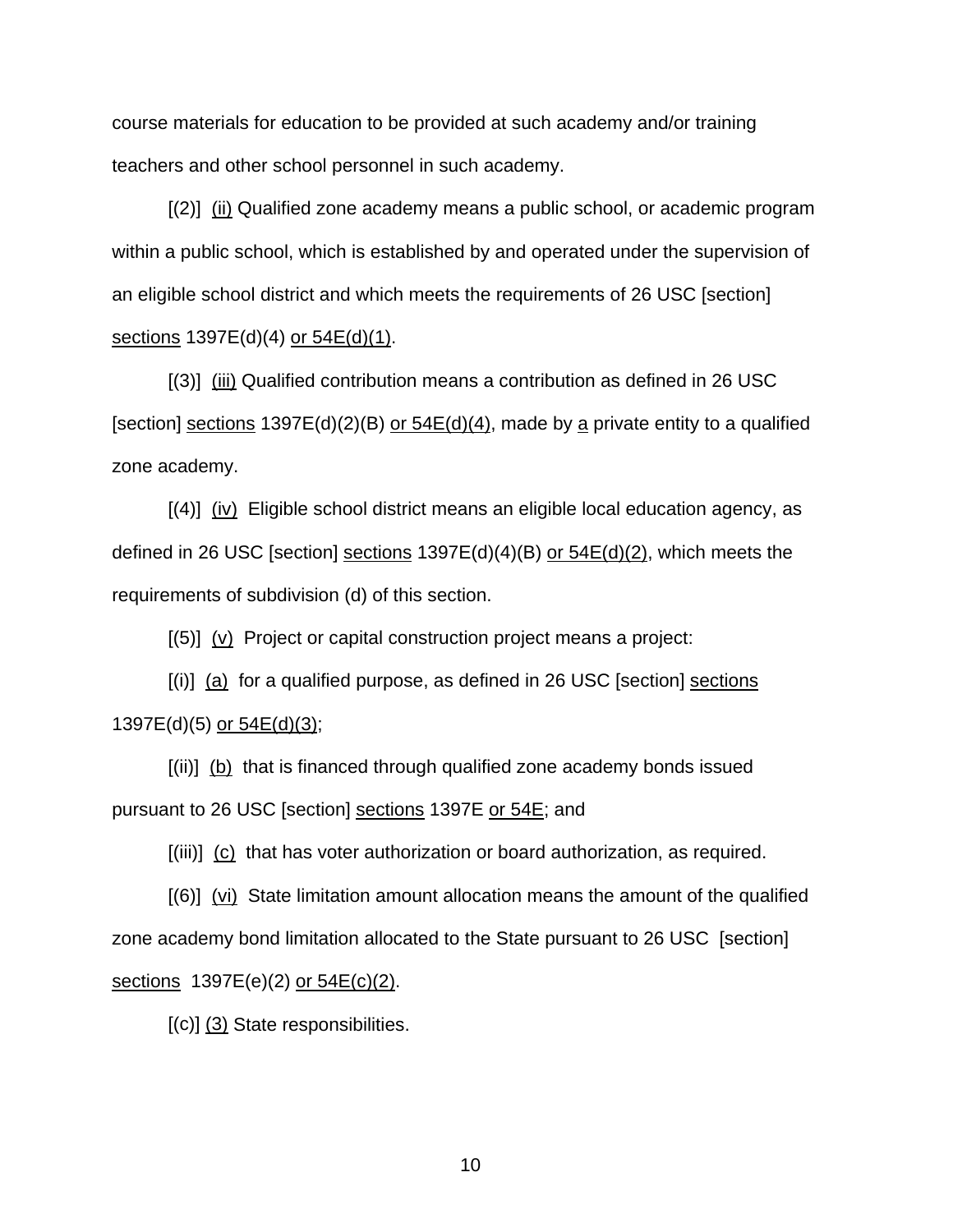course materials for education to be provided at such academy and/or training teachers and other school personnel in such academy.

[(2)] <u>(ii)</u> Qualified zone academy means a public school, or academic program within a public school, which is established by and operated under the supervision of an eligible school district and which meets the requirements of 26 USC [section] <u>sections</u> 1397E(d)(4) <u>or 54E(d)(1)</u>.

[(3)] <u>(iii)</u> Qualified contribution means a contribution as defined in 26 USC [section] <u>sections</u> 1397E(d)(2)(B) <u>or 54E(d)(4)</u>, made by <u>a</u> private entity to a qualified zone academy.

[(4)] <u>(iv)</u> Eligible school district means an eligible local education agency, as defined in 26 USC [section] <u>sections</u> 1397E(d)(4)(B) <u>or 54E(d)(2)</u>, which meets the requirements of subdivision (d) of this section.

[(5)] <u>(v)</u> Project or capital construction project means a project:

[(i)] <u>(a)</u> for a qualified purpose, as defined in 26 USC [section] <u>sections</u> 1397E(d)(5) <u>or 54E(d)(3)</u>;

[(ii)] <u>(b)</u> that is financed through qualified zone academy bonds issued pursuant to 26 USC [section] <u>sections</u> 1397E <u>or 54E</u>; and

[(iii)] <u>(c)</u> that has voter authorization or board authorization, as required.

[(6)] <u>(vi)</u> State limitation amount allocation means the amount of the qualified zone academy bond limitation allocated to the State pursuant to 26 USC [section] <u>sections</u> 1397E(e)(2) <u>or 54E(c)(2)</u>.

[(c)] <u>(3)</u> State responsibilities.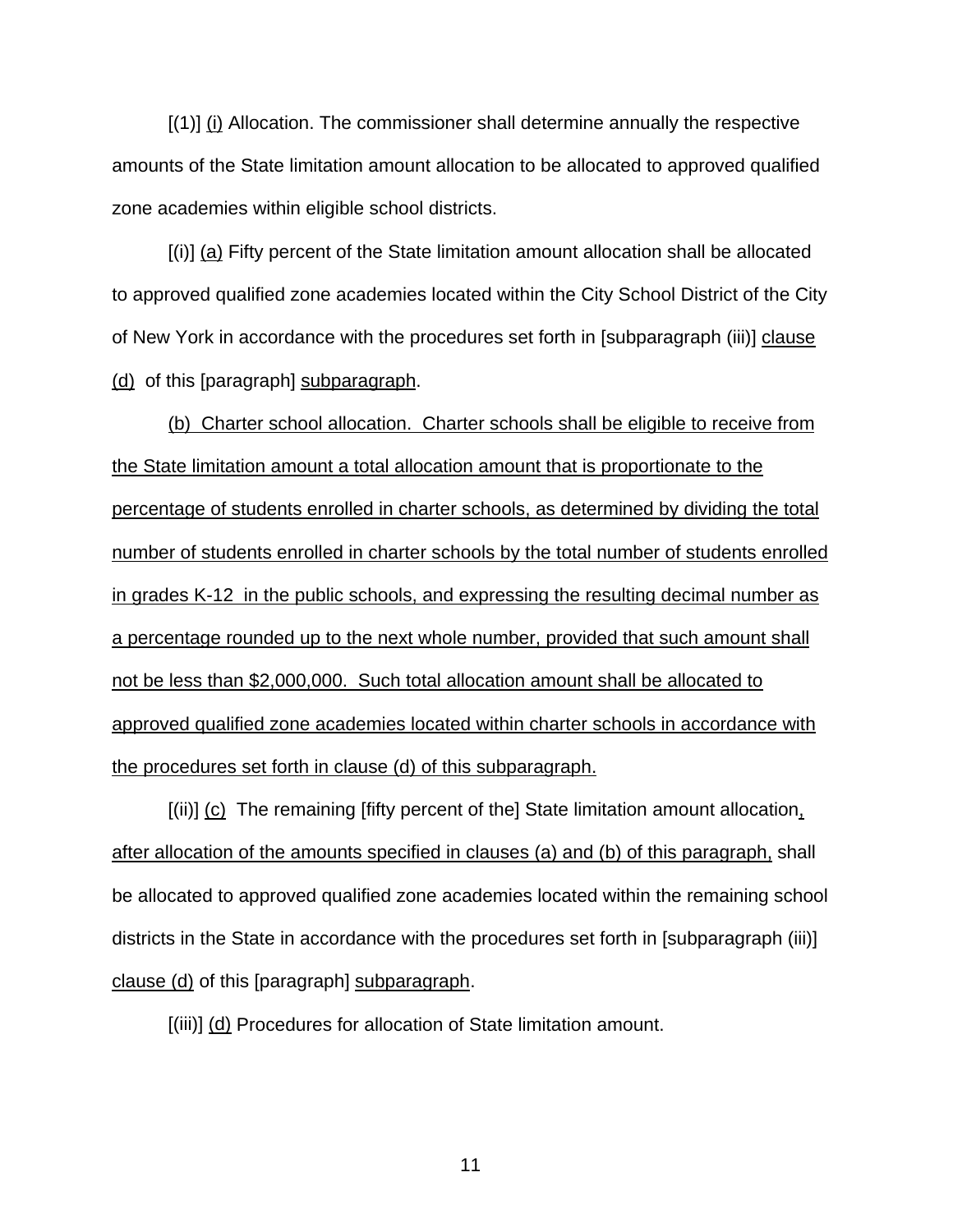[(1)] (i) Allocation. The commissioner shall determine annually the respective amounts of the State limitation amount allocation to be allocated to approved qualified zone academies within eligible school districts.

[(i)] (a) Fifty percent of the State limitation amount allocation shall be allocated to approved qualified zone academies located within the City School District of the City of New York in accordance with the procedures set forth in [subparagraph (iii)] clause (d) of this [paragraph] subparagraph.

(b) Charter school allocation. Charter schools shall be eligible to receive from the State limitation amount a total allocation amount that is proportionate to the percentage of students enrolled in charter schools, as determined by dividing the total number of students enrolled in charter schools by the total number of students enrolled in grades K-12 in the public schools, and expressing the resulting decimal number as a percentage rounded up to the next whole number, provided that such amount shall not be less than $2,000,000. Such total allocation amount shall be allocated to approved qualified zone academies located within charter schools in accordance with the procedures set forth in clause (d) of this subparagraph.

[(ii)] (c) The remaining [fifty percent of the] State limitation amount allocation, after allocation of the amounts specified in clauses (a) and (b) of this paragraph, shall be allocated to approved qualified zone academies located within the remaining school districts in the State in accordance with the procedures set forth in [subparagraph (iii)] clause (d) of this [paragraph] subparagraph.

[(iii)] (d) Procedures for allocation of State limitation amount.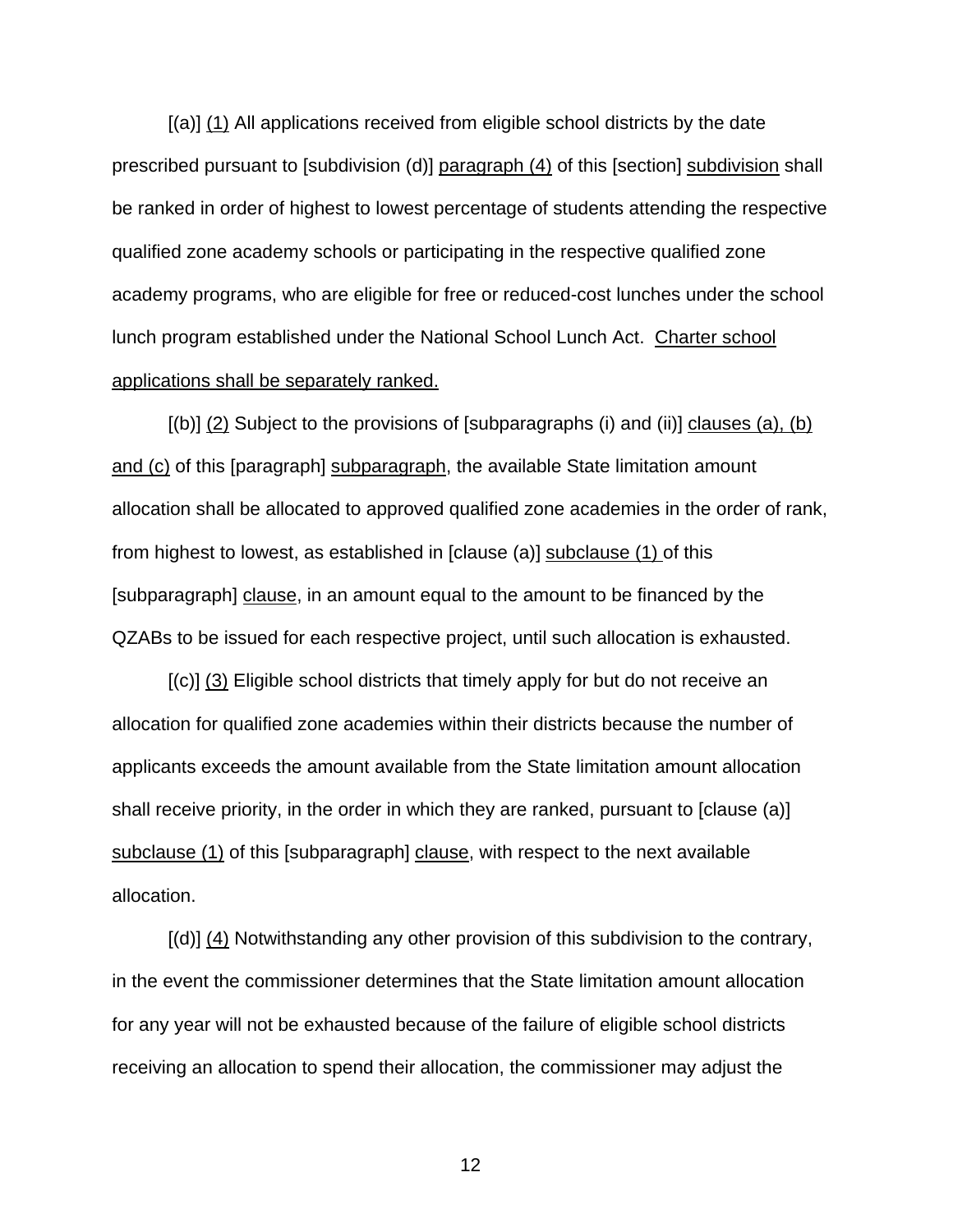[(a)] (1) All applications received from eligible school districts by the date prescribed pursuant to [subdivision (d)] paragraph (4) of this [section] subdivision shall be ranked in order of highest to lowest percentage of students attending the respective qualified zone academy schools or participating in the respective qualified zone academy programs, who are eligible for free or reduced-cost lunches under the school lunch program established under the National School Lunch Act. Charter school applications shall be separately ranked.

[(b)] (2) Subject to the provisions of [subparagraphs (i) and (ii)] clauses (a), (b) and (c) of this [paragraph] subparagraph, the available State limitation amount allocation shall be allocated to approved qualified zone academies in the order of rank, from highest to lowest, as established in [clause (a)] subclause (1) of this [subparagraph] clause, in an amount equal to the amount to be financed by the QZABs to be issued for each respective project, until such allocation is exhausted.

[(c)] (3) Eligible school districts that timely apply for but do not receive an allocation for qualified zone academies within their districts because the number of applicants exceeds the amount available from the State limitation amount allocation shall receive priority, in the order in which they are ranked, pursuant to [clause (a)] subclause (1) of this [subparagraph] clause, with respect to the next available allocation.

[(d)] (4) Notwithstanding any other provision of this subdivision to the contrary, in the event the commissioner determines that the State limitation amount allocation for any year will not be exhausted because of the failure of eligible school districts receiving an allocation to spend their allocation, the commissioner may adjust the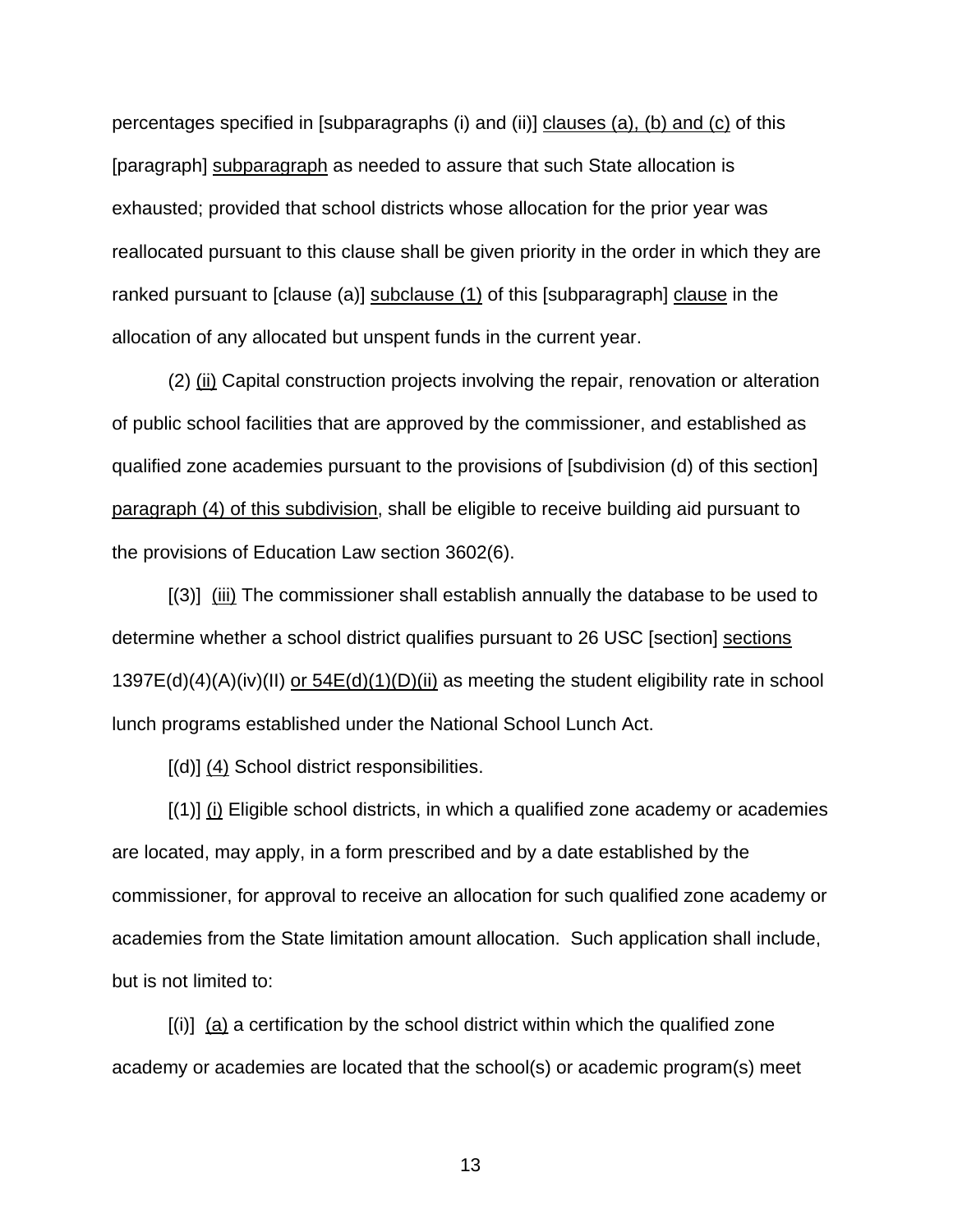percentages specified in [subparagraphs (i) and (ii)] clauses (a), (b) and (c) of this [paragraph] subparagraph as needed to assure that such State allocation is exhausted; provided that school districts whose allocation for the prior year was reallocated pursuant to this clause shall be given priority in the order in which they are ranked pursuant to [clause (a)] subclause (1) of this [subparagraph] clause in the allocation of any allocated but unspent funds in the current year.

(2) (ii) Capital construction projects involving the repair, renovation or alteration of public school facilities that are approved by the commissioner, and established as qualified zone academies pursuant to the provisions of [subdivision (d) of this section] paragraph (4) of this subdivision, shall be eligible to receive building aid pursuant to the provisions of Education Law section 3602(6).

[(3)] (iii) The commissioner shall establish annually the database to be used to determine whether a school district qualifies pursuant to 26 USC [section] sections 1397E(d)(4)(A)(iv)(II) or 54E(d)(1)(D)(ii) as meeting the student eligibility rate in school lunch programs established under the National School Lunch Act.

[(d)] (4) School district responsibilities.

[(1)] (i) Eligible school districts, in which a qualified zone academy or academies are located, may apply, in a form prescribed and by a date established by the commissioner, for approval to receive an allocation for such qualified zone academy or academies from the State limitation amount allocation. Such application shall include, but is not limited to:

[(i)] (a) a certification by the school district within which the qualified zone academy or academies are located that the school(s) or academic program(s) meet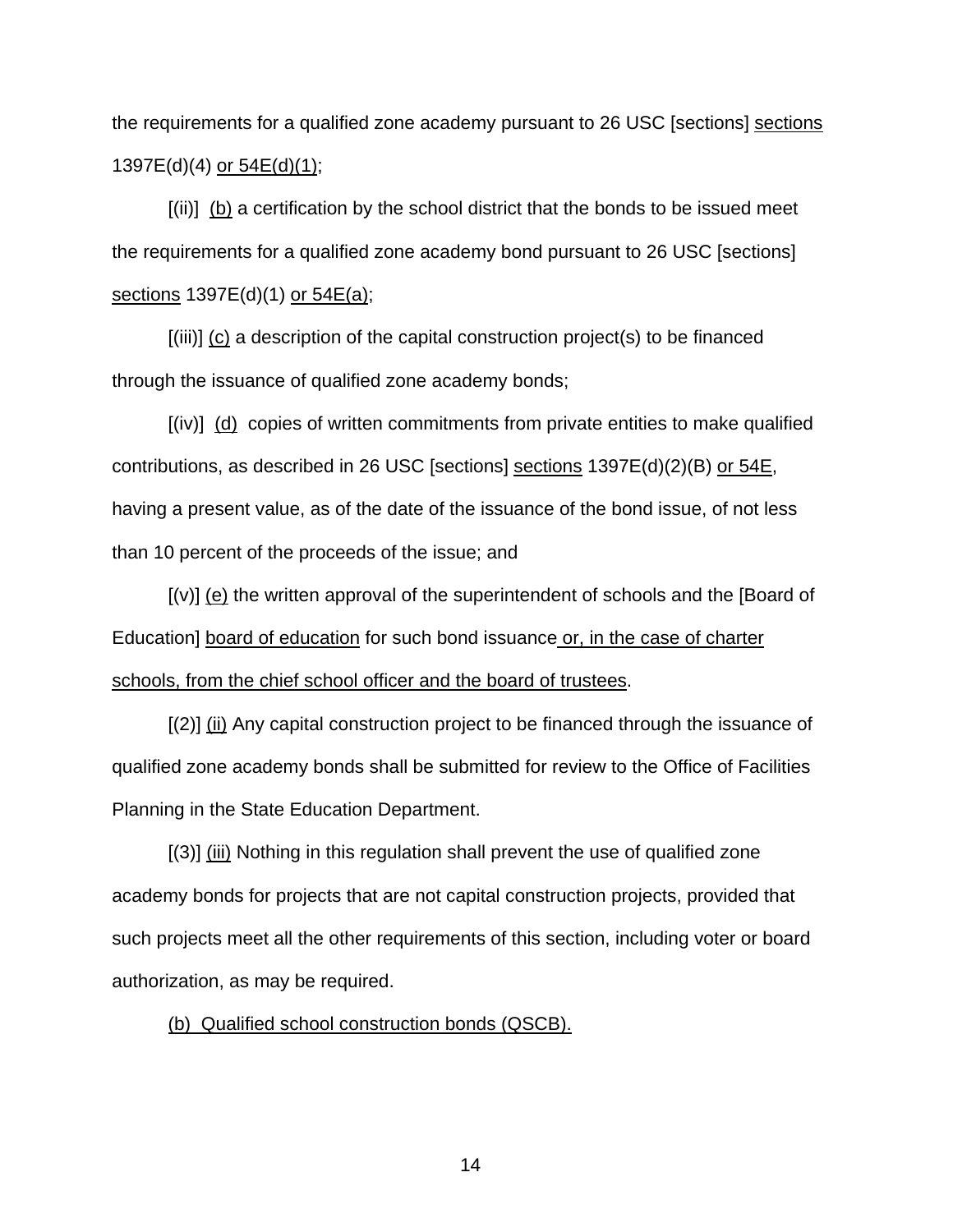the requirements for a qualified zone academy pursuant to 26 USC [sections] <u>sections</u> 1397E(d)(4) <u>or 54E(d)(1)</u>;

[(ii)] <u>(b)</u> a certification by the school district that the bonds to be issued meet the requirements for a qualified zone academy bond pursuant to 26 USC [sections] <u>sections</u> 1397E(d)(1) <u>or 54E(a)</u>;

[(iii)] <u>(c)</u> a description of the capital construction project(s) to be financed through the issuance of qualified zone academy bonds;

[(iv)] <u>(d)</u> copies of written commitments from private entities to make qualified contributions, as described in 26 USC [sections] <u>sections</u> 1397E(d)(2)(B) <u>or 54E</u>, having a present value, as of the date of the issuance of the bond issue, of not less than 10 percent of the proceeds of the issue; and

[(v)] <u>(e)</u> the written approval of the superintendent of schools and the [Board of Education] <u>board of education</u> for such bond issuance <u>or, in the case of charter schools, from the chief school officer and the board of trustees</u>.

[(2)] <u>(ii)</u> Any capital construction project to be financed through the issuance of qualified zone academy bonds shall be submitted for review to the Office of Facilities Planning in the State Education Department.

[(3)] <u>(iii)</u> Nothing in this regulation shall prevent the use of qualified zone academy bonds for projects that are not capital construction projects, provided that such projects meet all the other requirements of this section, including voter or board authorization, as may be required.

<u>(b) Qualified school construction bonds (QSCB).</u>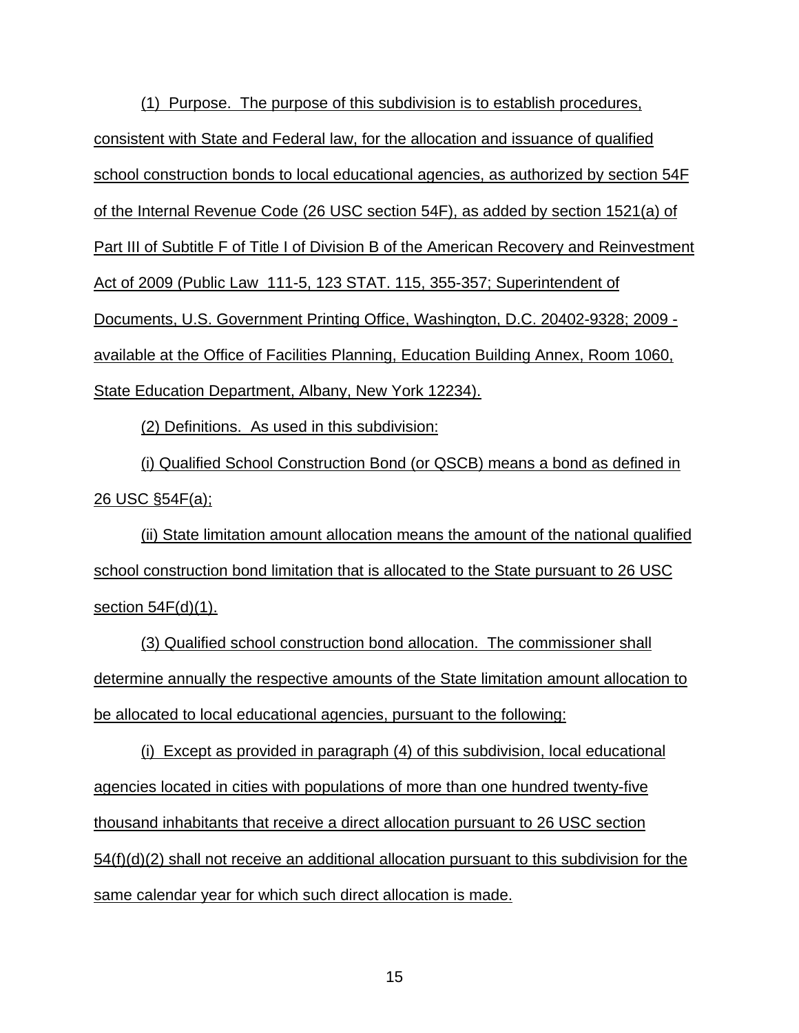(1) Purpose. The purpose of this subdivision is to establish procedures, consistent with State and Federal law, for the allocation and issuance of qualified school construction bonds to local educational agencies, as authorized by section 54F of the Internal Revenue Code (26 USC section 54F), as added by section 1521(a) of Part III of Subtitle F of Title I of Division B of the American Recovery and Reinvestment Act of 2009 (Public Law 111-5, 123 STAT. 115, 355-357; Superintendent of Documents, U.S. Government Printing Office, Washington, D.C. 20402-9328; 2009 - available at the Office of Facilities Planning, Education Building Annex, Room 1060, State Education Department, Albany, New York 12234).

(2) Definitions. As used in this subdivision:

(i) Qualified School Construction Bond (or QSCB) means a bond as defined in 26 USC §54F(a);

(ii) State limitation amount allocation means the amount of the national qualified school construction bond limitation that is allocated to the State pursuant to 26 USC section 54F(d)(1).

(3) Qualified school construction bond allocation. The commissioner shall determine annually the respective amounts of the State limitation amount allocation to be allocated to local educational agencies, pursuant to the following:

(i) Except as provided in paragraph (4) of this subdivision, local educational agencies located in cities with populations of more than one hundred twenty-five thousand inhabitants that receive a direct allocation pursuant to 26 USC section 54(f)(d)(2) shall not receive an additional allocation pursuant to this subdivision for the same calendar year for which such direct allocation is made.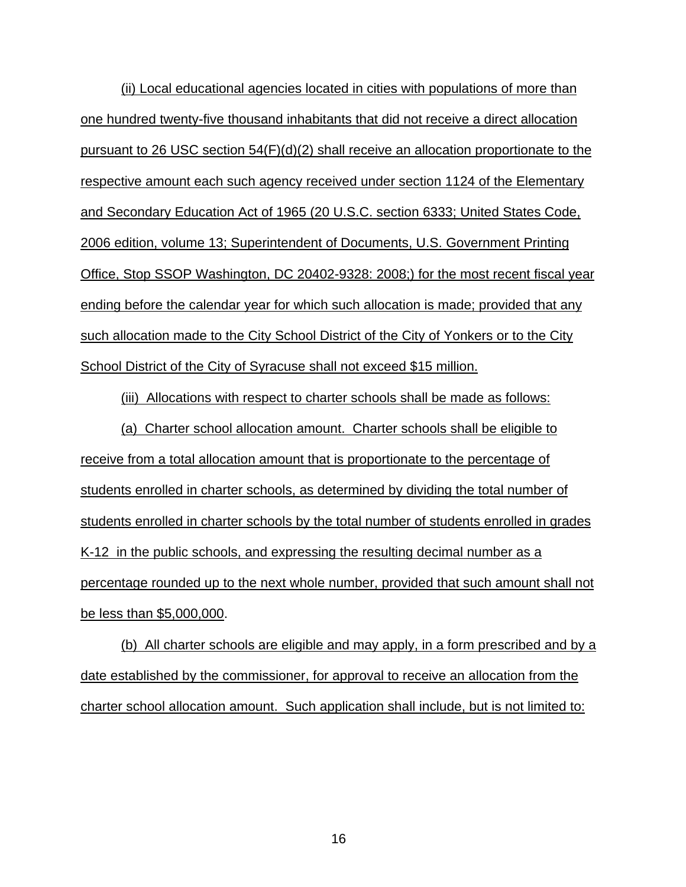(ii) Local educational agencies located in cities with populations of more than one hundred twenty-five thousand inhabitants that did not receive a direct allocation pursuant to 26 USC section 54(F)(d)(2) shall receive an allocation proportionate to the respective amount each such agency received under section 1124 of the Elementary and Secondary Education Act of 1965 (20 U.S.C. section 6333; United States Code, 2006 edition, volume 13; Superintendent of Documents, U.S. Government Printing Office, Stop SSOP Washington, DC 20402-9328: 2008;) for the most recent fiscal year ending before the calendar year for which such allocation is made; provided that any such allocation made to the City School District of the City of Yonkers or to the City School District of the City of Syracuse shall not exceed $15 million.

(iii) Allocations with respect to charter schools shall be made as follows:

(a) Charter school allocation amount. Charter schools shall be eligible to receive from a total allocation amount that is proportionate to the percentage of students enrolled in charter schools, as determined by dividing the total number of students enrolled in charter schools by the total number of students enrolled in grades K-12 in the public schools, and expressing the resulting decimal number as a percentage rounded up to the next whole number, provided that such amount shall not be less than $5,000,000.

(b) All charter schools are eligible and may apply, in a form prescribed and by a date established by the commissioner, for approval to receive an allocation from the charter school allocation amount. Such application shall include, but is not limited to: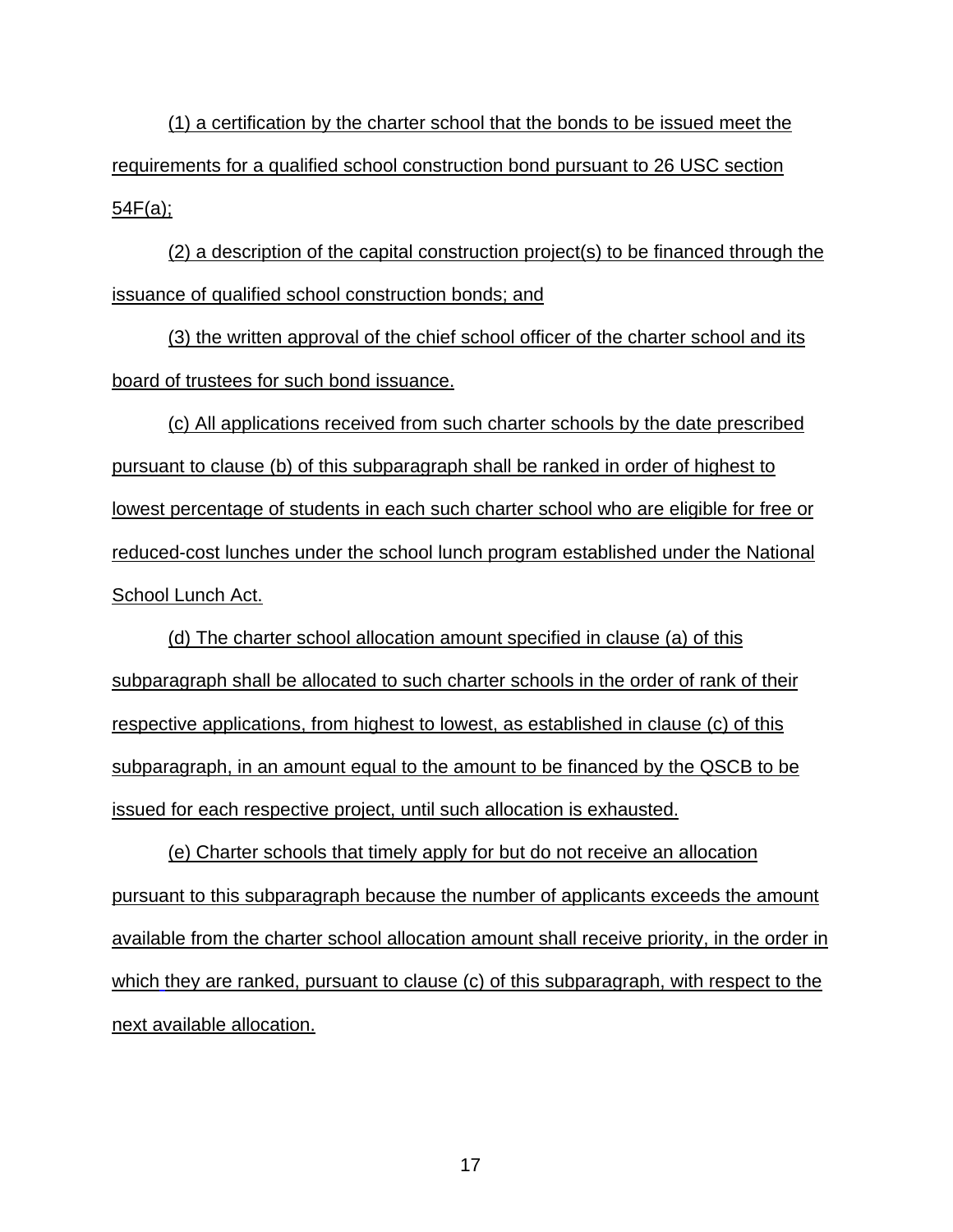(1) a certification by the charter school that the bonds to be issued meet the requirements for a qualified school construction bond pursuant to 26 USC section 54F(a);

(2) a description of the capital construction project(s) to be financed through the issuance of qualified school construction bonds; and

(3) the written approval of the chief school officer of the charter school and its board of trustees for such bond issuance.

(c) All applications received from such charter schools by the date prescribed pursuant to clause (b) of this subparagraph shall be ranked in order of highest to lowest percentage of students in each such charter school who are eligible for free or reduced-cost lunches under the school lunch program established under the National School Lunch Act.

(d) The charter school allocation amount specified in clause (a) of this subparagraph shall be allocated to such charter schools in the order of rank of their respective applications, from highest to lowest, as established in clause (c) of this subparagraph, in an amount equal to the amount to be financed by the QSCB to be issued for each respective project, until such allocation is exhausted.

(e) Charter schools that timely apply for but do not receive an allocation pursuant to this subparagraph because the number of applicants exceeds the amount available from the charter school allocation amount shall receive priority, in the order in which they are ranked, pursuant to clause (c) of this subparagraph, with respect to the next available allocation.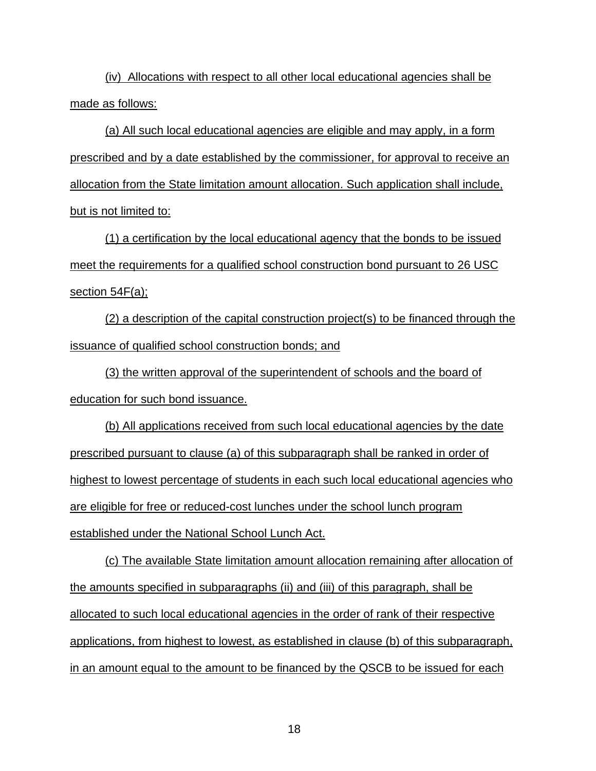(iv) Allocations with respect to all other local educational agencies shall be made as follows:

(a) All such local educational agencies are eligible and may apply, in a form prescribed and by a date established by the commissioner, for approval to receive an allocation from the State limitation amount allocation. Such application shall include, but is not limited to:

(1) a certification by the local educational agency that the bonds to be issued meet the requirements for a qualified school construction bond pursuant to 26 USC section 54F(a);

(2) a description of the capital construction project(s) to be financed through the issuance of qualified school construction bonds; and

(3) the written approval of the superintendent of schools and the board of education for such bond issuance.

(b) All applications received from such local educational agencies by the date prescribed pursuant to clause (a) of this subparagraph shall be ranked in order of highest to lowest percentage of students in each such local educational agencies who are eligible for free or reduced-cost lunches under the school lunch program established under the National School Lunch Act.

(c) The available State limitation amount allocation remaining after allocation of the amounts specified in subparagraphs (ii) and (iii) of this paragraph, shall be allocated to such local educational agencies in the order of rank of their respective applications, from highest to lowest, as established in clause (b) of this subparagraph, in an amount equal to the amount to be financed by the QSCB to be issued for each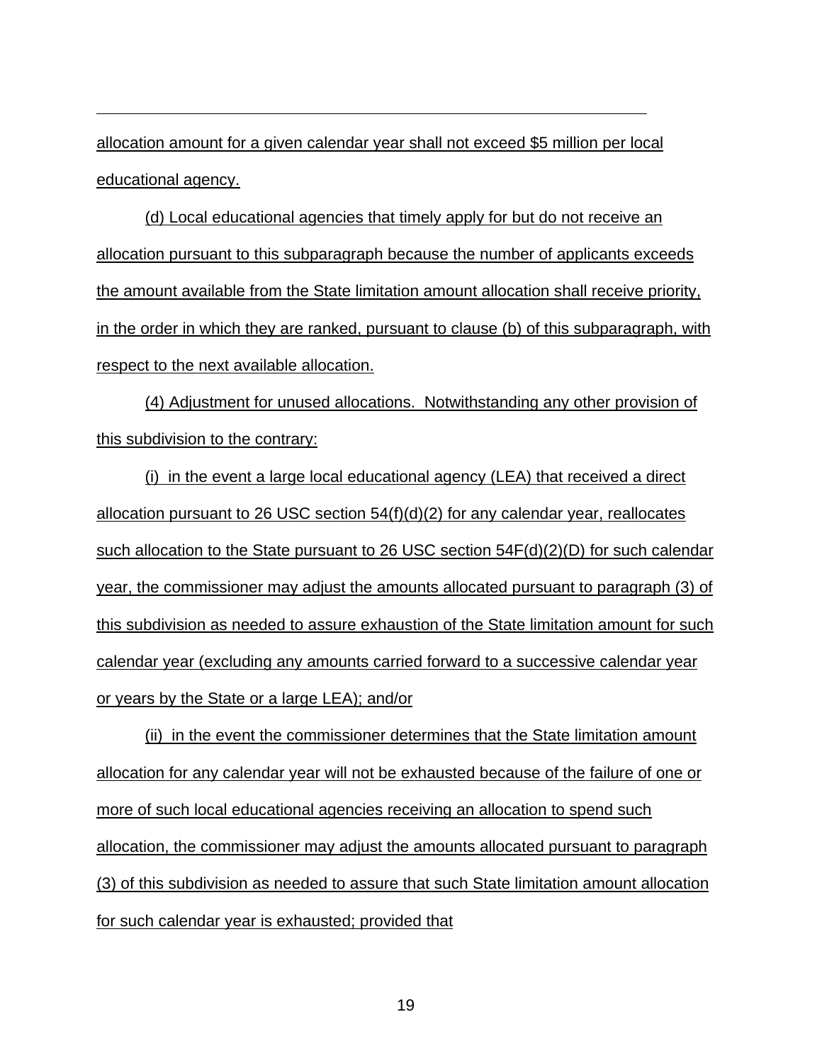allocation amount for a given calendar year shall not exceed $5 million per local educational agency.

(d) Local educational agencies that timely apply for but do not receive an allocation pursuant to this subparagraph because the number of applicants exceeds the amount available from the State limitation amount allocation shall receive priority, in the order in which they are ranked, pursuant to clause (b) of this subparagraph, with respect to the next available allocation.

(4) Adjustment for unused allocations. Notwithstanding any other provision of this subdivision to the contrary:

(i) in the event a large local educational agency (LEA) that received a direct allocation pursuant to 26 USC section 54(f)(d)(2) for any calendar year, reallocates such allocation to the State pursuant to 26 USC section 54F(d)(2)(D) for such calendar year, the commissioner may adjust the amounts allocated pursuant to paragraph (3) of this subdivision as needed to assure exhaustion of the State limitation amount for such calendar year (excluding any amounts carried forward to a successive calendar year or years by the State or a large LEA); and/or

(ii) in the event the commissioner determines that the State limitation amount allocation for any calendar year will not be exhausted because of the failure of one or more of such local educational agencies receiving an allocation to spend such allocation, the commissioner may adjust the amounts allocated pursuant to paragraph (3) of this subdivision as needed to assure that such State limitation amount allocation for such calendar year is exhausted; provided that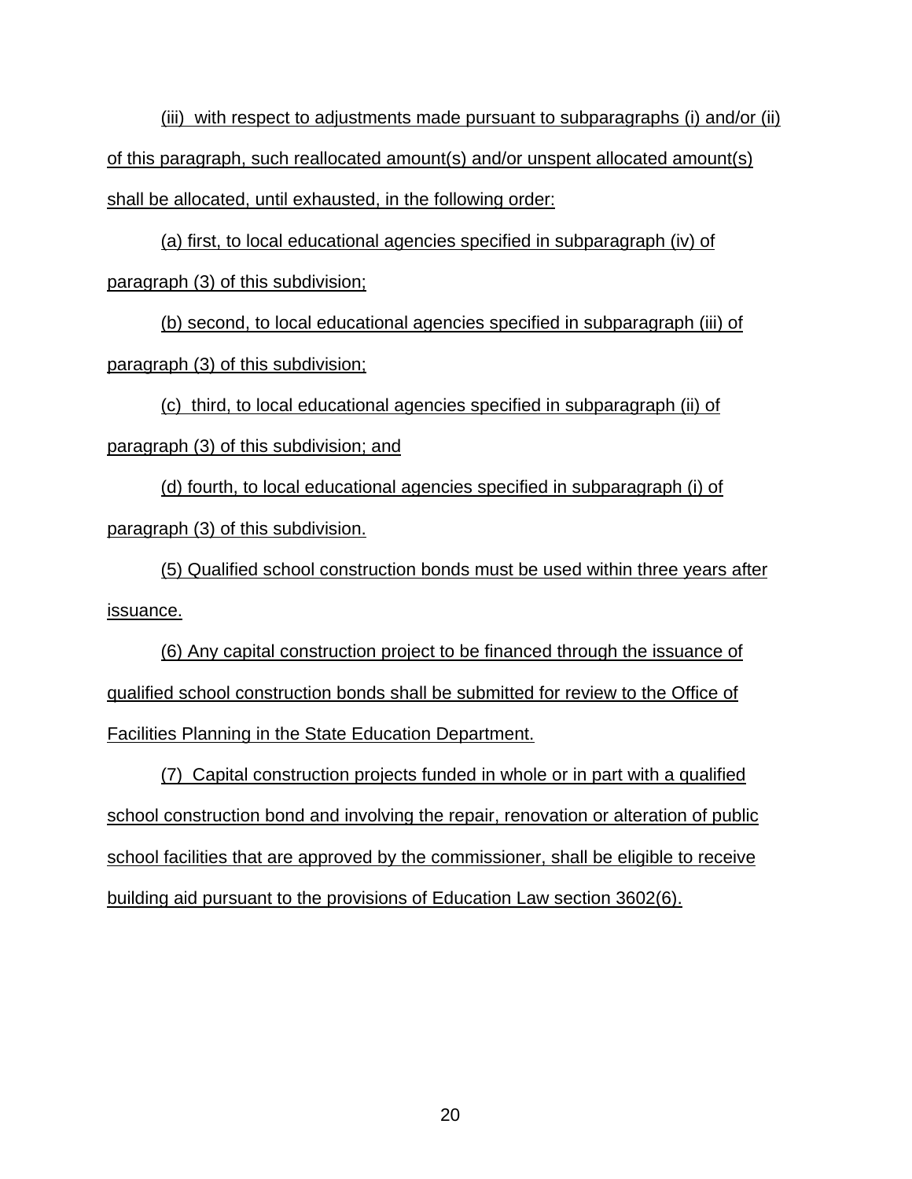(iii) with respect to adjustments made pursuant to subparagraphs (i) and/or (ii) of this paragraph, such reallocated amount(s) and/or unspent allocated amount(s) shall be allocated, until exhausted, in the following order:

(a) first, to local educational agencies specified in subparagraph (iv) of paragraph (3) of this subdivision;

(b) second, to local educational agencies specified in subparagraph (iii) of paragraph (3) of this subdivision;

(c) third, to local educational agencies specified in subparagraph (ii) of paragraph (3) of this subdivision; and

(d) fourth, to local educational agencies specified in subparagraph (i) of paragraph (3) of this subdivision.

(5) Qualified school construction bonds must be used within three years after issuance.

(6) Any capital construction project to be financed through the issuance of qualified school construction bonds shall be submitted for review to the Office of Facilities Planning in the State Education Department.

(7) Capital construction projects funded in whole or in part with a qualified school construction bond and involving the repair, renovation or alteration of public school facilities that are approved by the commissioner, shall be eligible to receive building aid pursuant to the provisions of Education Law section 3602(6).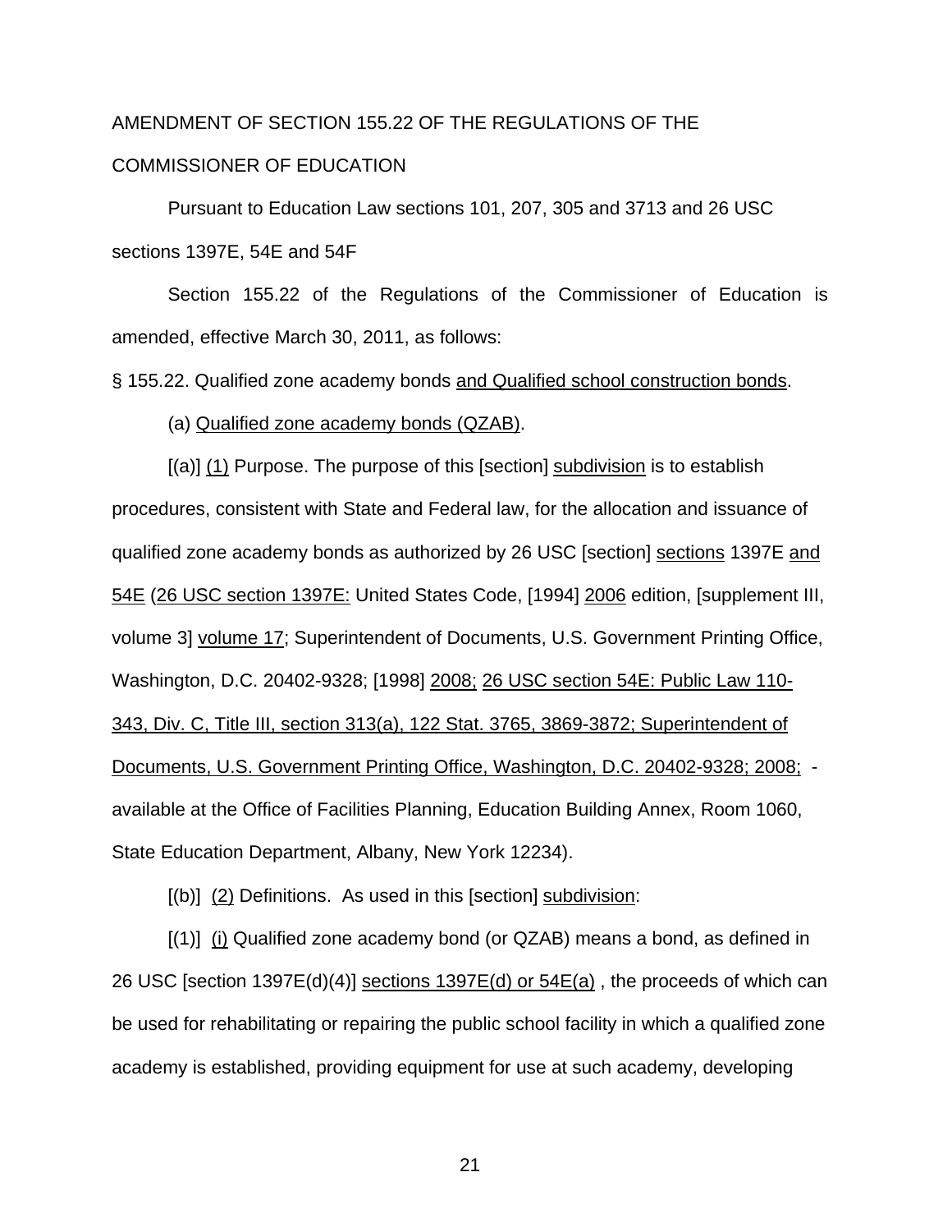AMENDMENT OF SECTION 155.22 OF THE REGULATIONS OF THE COMMISSIONER OF EDUCATION

Pursuant to Education Law sections 101, 207, 305 and 3713 and 26 USC sections 1397E, 54E and 54F

Section 155.22 of the Regulations of the Commissioner of Education is amended, effective March 30, 2011, as follows:

§ 155.22. Qualified zone academy bonds <u>and Qualified school construction bonds</u>.

(a) <u>Qualified zone academy bonds (QZAB)</u>.

[(a)] <u>(1)</u> Purpose. The purpose of this [section] <u>subdivision</u> is to establish procedures, consistent with State and Federal law, for the allocation and issuance of qualified zone academy bonds as authorized by 26 USC [section] <u>sections</u> 1397E <u>and 54E</u> (<u>26 USC section 1397E:</u> United States Code, [1994] <u>2006</u> edition, [supplement III, volume 3] <u>volume 17</u>; Superintendent of Documents, U.S. Government Printing Office, Washington, D.C. 20402-9328; [1998] <u>2008;</u> <u>26 USC section 54E: Public Law 110-343, Div. C, Title III, section 313(a), 122 Stat. 3765, 3869-3872; Superintendent of Documents, U.S. Government Printing Office, Washington, D.C. 20402-9328; 2008;</u> - available at the Office of Facilities Planning, Education Building Annex, Room 1060, State Education Department, Albany, New York 12234).

[(b)] <u>(2)</u> Definitions. As used in this [section] <u>subdivision</u>:

[(1)] <u>(i)</u> Qualified zone academy bond (or QZAB) means a bond, as defined in 26 USC [section 1397E(d)(4)] <u>sections 1397E(d) or 54E(a)</u> , the proceeds of which can be used for rehabilitating or repairing the public school facility in which a qualified zone academy is established, providing equipment for use at such academy, developing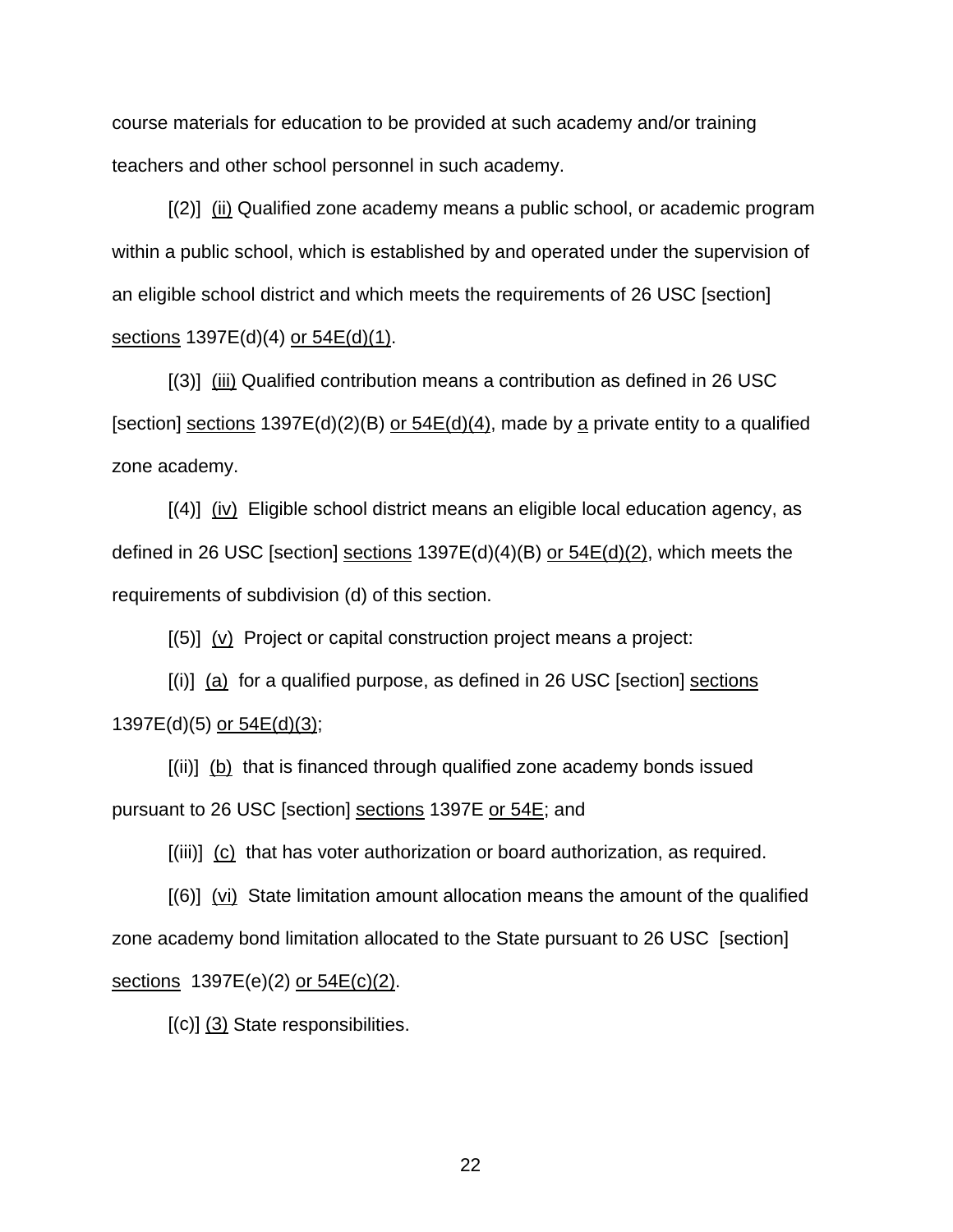course materials for education to be provided at such academy and/or training teachers and other school personnel in such academy.

[(2)] <u>(ii)</u> Qualified zone academy means a public school, or academic program within a public school, which is established by and operated under the supervision of an eligible school district and which meets the requirements of 26 USC [section] <u>sections</u> 1397E(d)(4) <u>or 54E(d)(1)</u>.

[(3)] <u>(iii)</u> Qualified contribution means a contribution as defined in 26 USC [section] <u>sections</u> 1397E(d)(2)(B) <u>or 54E(d)(4)</u>, made by <u>a</u> private entity to a qualified zone academy.

[(4)] <u>(iv)</u> Eligible school district means an eligible local education agency, as defined in 26 USC [section] <u>sections</u> 1397E(d)(4)(B) <u>or 54E(d)(2)</u>, which meets the requirements of subdivision (d) of this section.

[(5)] <u>(v)</u> Project or capital construction project means a project:

[(i)] <u>(a)</u> for a qualified purpose, as defined in 26 USC [section] <u>sections</u> 1397E(d)(5) <u>or 54E(d)(3)</u>;

[(ii)] <u>(b)</u> that is financed through qualified zone academy bonds issued pursuant to 26 USC [section] <u>sections</u> 1397E <u>or 54E</u>; and

[(iii)] <u>(c)</u> that has voter authorization or board authorization, as required.

[(6)] <u>(vi)</u> State limitation amount allocation means the amount of the qualified zone academy bond limitation allocated to the State pursuant to 26 USC [section] <u>sections</u> 1397E(e)(2) <u>or 54E(c)(2)</u>.

[(c)] <u>(3)</u> State responsibilities.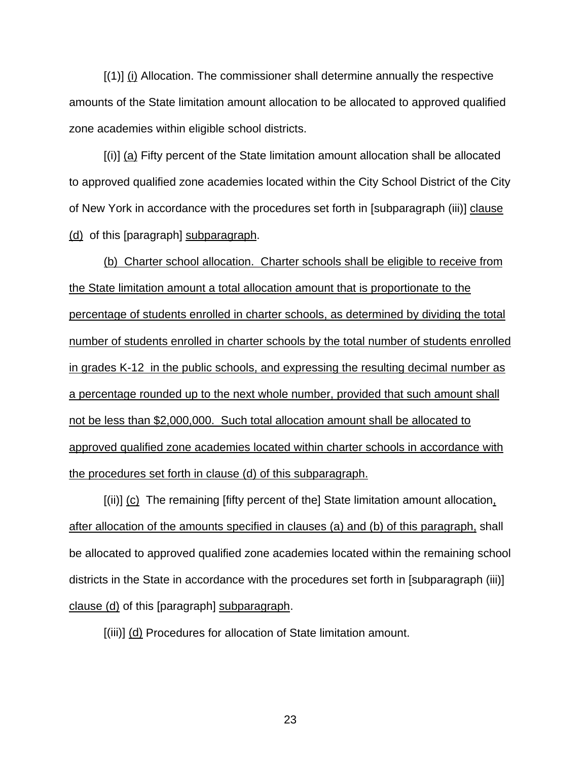[(1)] (i) Allocation. The commissioner shall determine annually the respective amounts of the State limitation amount allocation to be allocated to approved qualified zone academies within eligible school districts.

[(i)] (a) Fifty percent of the State limitation amount allocation shall be allocated to approved qualified zone academies located within the City School District of the City of New York in accordance with the procedures set forth in [subparagraph (iii)] clause (d) of this [paragraph] subparagraph.

(b) Charter school allocation. Charter schools shall be eligible to receive from the State limitation amount a total allocation amount that is proportionate to the percentage of students enrolled in charter schools, as determined by dividing the total number of students enrolled in charter schools by the total number of students enrolled in grades K-12 in the public schools, and expressing the resulting decimal number as a percentage rounded up to the next whole number, provided that such amount shall not be less than $2,000,000. Such total allocation amount shall be allocated to approved qualified zone academies located within charter schools in accordance with the procedures set forth in clause (d) of this subparagraph.

[(ii)] (c) The remaining [fifty percent of the] State limitation amount allocation, after allocation of the amounts specified in clauses (a) and (b) of this paragraph, shall be allocated to approved qualified zone academies located within the remaining school districts in the State in accordance with the procedures set forth in [subparagraph (iii)] clause (d) of this [paragraph] subparagraph.

[(iii)] (d) Procedures for allocation of State limitation amount.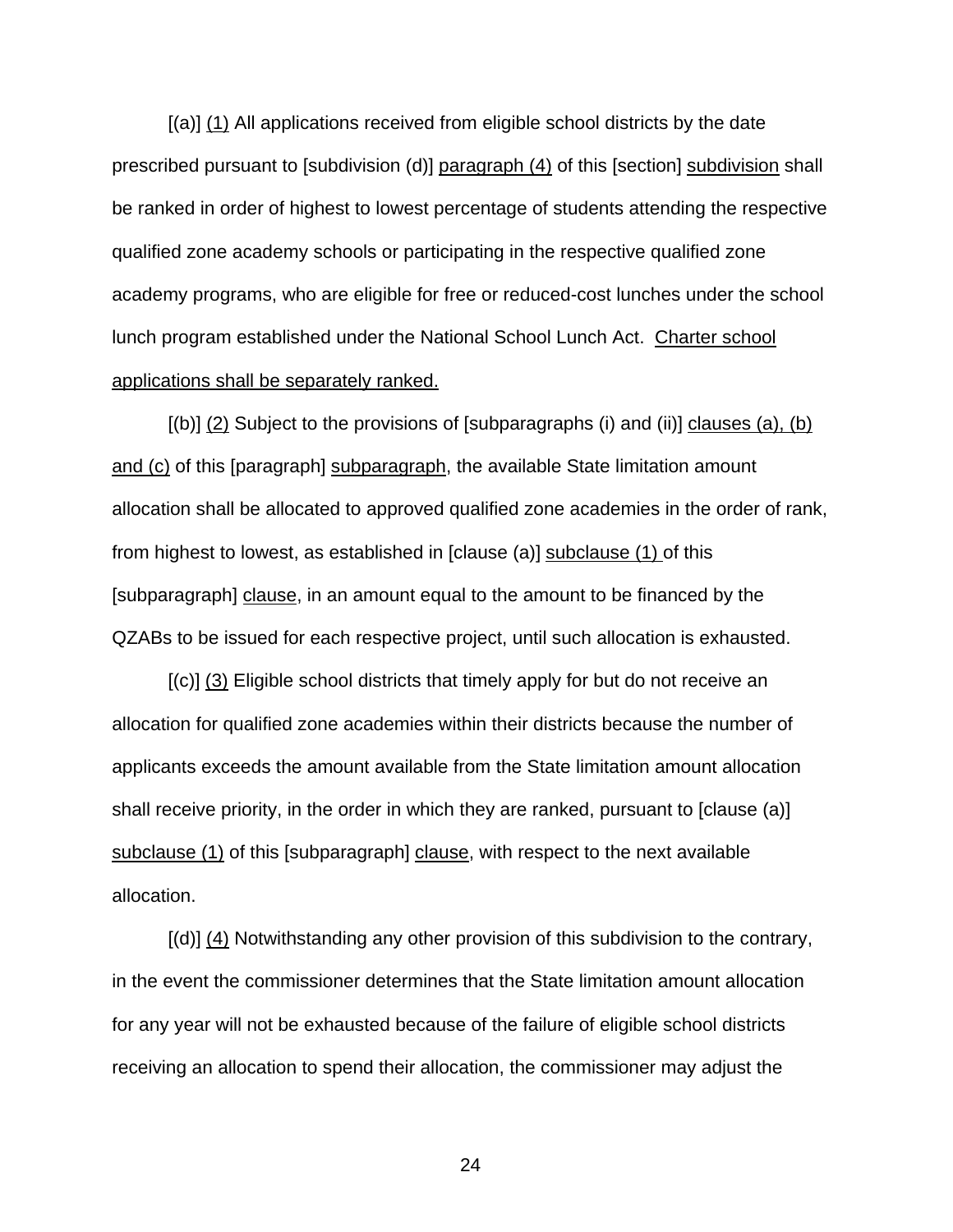[(a)] <u>(1)</u> All applications received from eligible school districts by the date prescribed pursuant to [subdivision (d)] <u>paragraph (4)</u> of this [section] <u>subdivision</u> shall be ranked in order of highest to lowest percentage of students attending the respective qualified zone academy schools or participating in the respective qualified zone academy programs, who are eligible for free or reduced-cost lunches under the school lunch program established under the National School Lunch Act. <u>Charter school applications shall be separately ranked.</u>

[(b)] <u>(2)</u> Subject to the provisions of [subparagraphs (i) and (ii)] <u>clauses (a), (b) and (c)</u> of this [paragraph] <u>subparagraph</u>, the available State limitation amount allocation shall be allocated to approved qualified zone academies in the order of rank, from highest to lowest, as established in [clause (a)] <u>subclause (1)</u> of this [subparagraph] <u>clause</u>, in an amount equal to the amount to be financed by the QZABs to be issued for each respective project, until such allocation is exhausted.

[(c)] <u>(3)</u> Eligible school districts that timely apply for but do not receive an allocation for qualified zone academies within their districts because the number of applicants exceeds the amount available from the State limitation amount allocation shall receive priority, in the order in which they are ranked, pursuant to [clause (a)] <u>subclause (1)</u> of this [subparagraph] <u>clause</u>, with respect to the next available allocation.

[(d)] <u>(4)</u> Notwithstanding any other provision of this subdivision to the contrary, in the event the commissioner determines that the State limitation amount allocation for any year will not be exhausted because of the failure of eligible school districts receiving an allocation to spend their allocation, the commissioner may adjust the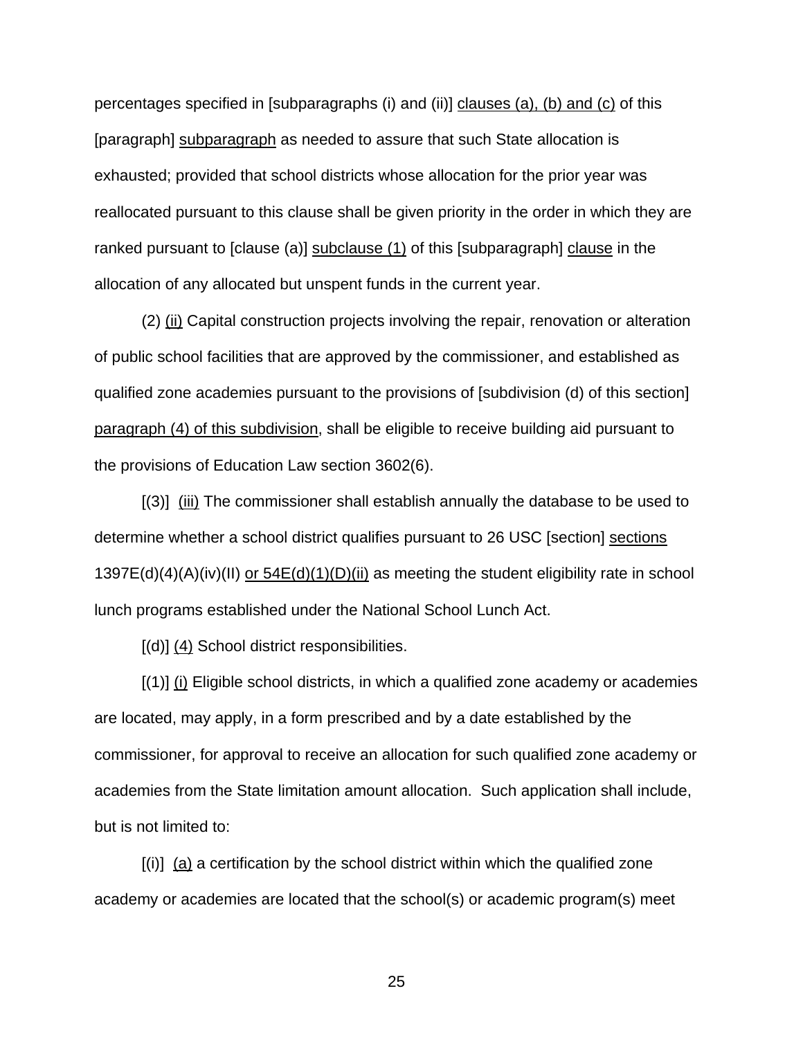percentages specified in [subparagraphs (i) and (ii)] clauses (a), (b) and (c) of this [paragraph] subparagraph as needed to assure that such State allocation is exhausted; provided that school districts whose allocation for the prior year was reallocated pursuant to this clause shall be given priority in the order in which they are ranked pursuant to [clause (a)] subclause (1) of this [subparagraph] clause in the allocation of any allocated but unspent funds in the current year.

(2) (ii) Capital construction projects involving the repair, renovation or alteration of public school facilities that are approved by the commissioner, and established as qualified zone academies pursuant to the provisions of [subdivision (d) of this section] paragraph (4) of this subdivision, shall be eligible to receive building aid pursuant to the provisions of Education Law section 3602(6).

[(3)] (iii) The commissioner shall establish annually the database to be used to determine whether a school district qualifies pursuant to 26 USC [section] sections 1397E(d)(4)(A)(iv)(II) or 54E(d)(1)(D)(ii) as meeting the student eligibility rate in school lunch programs established under the National School Lunch Act.

[(d)] (4) School district responsibilities.

[(1)] (i) Eligible school districts, in which a qualified zone academy or academies are located, may apply, in a form prescribed and by a date established by the commissioner, for approval to receive an allocation for such qualified zone academy or academies from the State limitation amount allocation. Such application shall include, but is not limited to:

[(i)] (a) a certification by the school district within which the qualified zone academy or academies are located that the school(s) or academic program(s) meet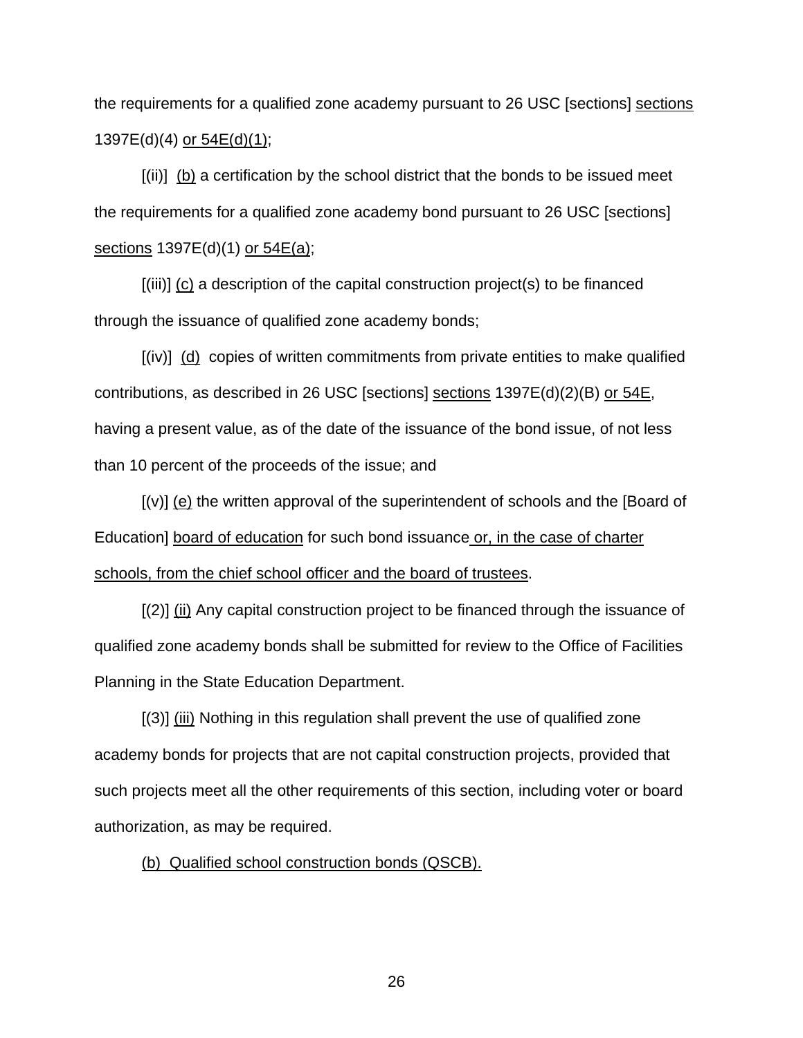the requirements for a qualified zone academy pursuant to 26 USC [sections] <u>sections</u> 1397E(d)(4) <u>or 54E(d)(1)</u>;

[(ii)] <u>(b)</u> a certification by the school district that the bonds to be issued meet the requirements for a qualified zone academy bond pursuant to 26 USC [sections] <u>sections</u> 1397E(d)(1) <u>or 54E(a)</u>;

[(iii)] <u>(c)</u> a description of the capital construction project(s) to be financed through the issuance of qualified zone academy bonds;

[(iv)] <u>(d)</u> copies of written commitments from private entities to make qualified contributions, as described in 26 USC [sections] <u>sections</u> 1397E(d)(2)(B) <u>or 54E</u>, having a present value, as of the date of the issuance of the bond issue, of not less than 10 percent of the proceeds of the issue; and

[(v)] <u>(e)</u> the written approval of the superintendent of schools and the [Board of Education] <u>board of education</u> for such bond issuance <u>or, in the case of charter schools, from the chief school officer and the board of trustees</u>.

[(2)] <u>(ii)</u> Any capital construction project to be financed through the issuance of qualified zone academy bonds shall be submitted for review to the Office of Facilities Planning in the State Education Department.

[(3)] <u>(iii)</u> Nothing in this regulation shall prevent the use of qualified zone academy bonds for projects that are not capital construction projects, provided that such projects meet all the other requirements of this section, including voter or board authorization, as may be required.

<u>(b) Qualified school construction bonds (QSCB).</u>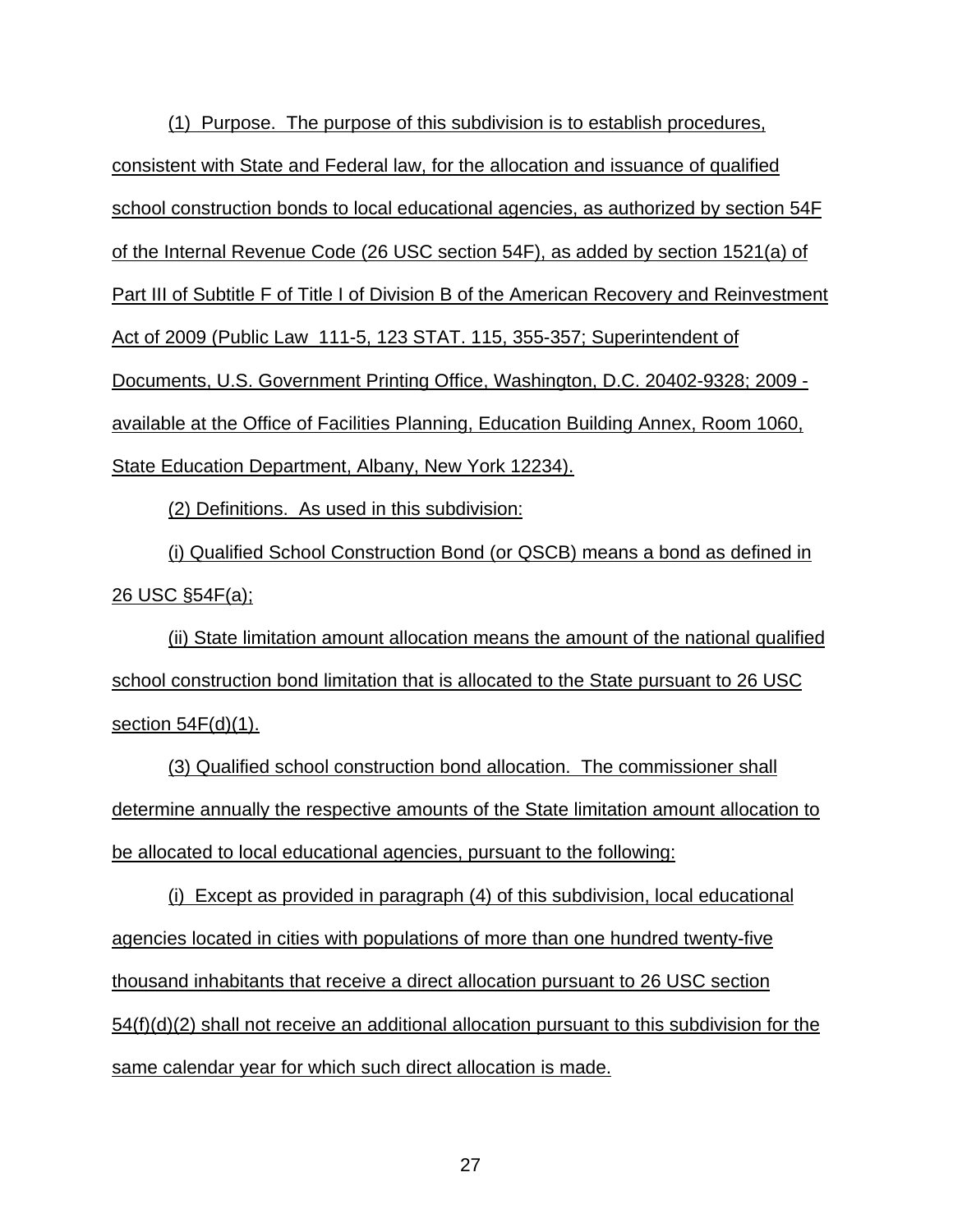(1) Purpose. The purpose of this subdivision is to establish procedures, consistent with State and Federal law, for the allocation and issuance of qualified school construction bonds to local educational agencies, as authorized by section 54F of the Internal Revenue Code (26 USC section 54F), as added by section 1521(a) of Part III of Subtitle F of Title I of Division B of the American Recovery and Reinvestment Act of 2009 (Public Law 111-5, 123 STAT. 115, 355-357; Superintendent of Documents, U.S. Government Printing Office, Washington, D.C. 20402-9328; 2009 - available at the Office of Facilities Planning, Education Building Annex, Room 1060, State Education Department, Albany, New York 12234).

(2) Definitions. As used in this subdivision:

(i) Qualified School Construction Bond (or QSCB) means a bond as defined in 26 USC §54F(a);

(ii) State limitation amount allocation means the amount of the national qualified school construction bond limitation that is allocated to the State pursuant to 26 USC section 54F(d)(1).

(3) Qualified school construction bond allocation. The commissioner shall determine annually the respective amounts of the State limitation amount allocation to be allocated to local educational agencies, pursuant to the following:

(i) Except as provided in paragraph (4) of this subdivision, local educational agencies located in cities with populations of more than one hundred twenty-five thousand inhabitants that receive a direct allocation pursuant to 26 USC section 54(f)(d)(2) shall not receive an additional allocation pursuant to this subdivision for the same calendar year for which such direct allocation is made.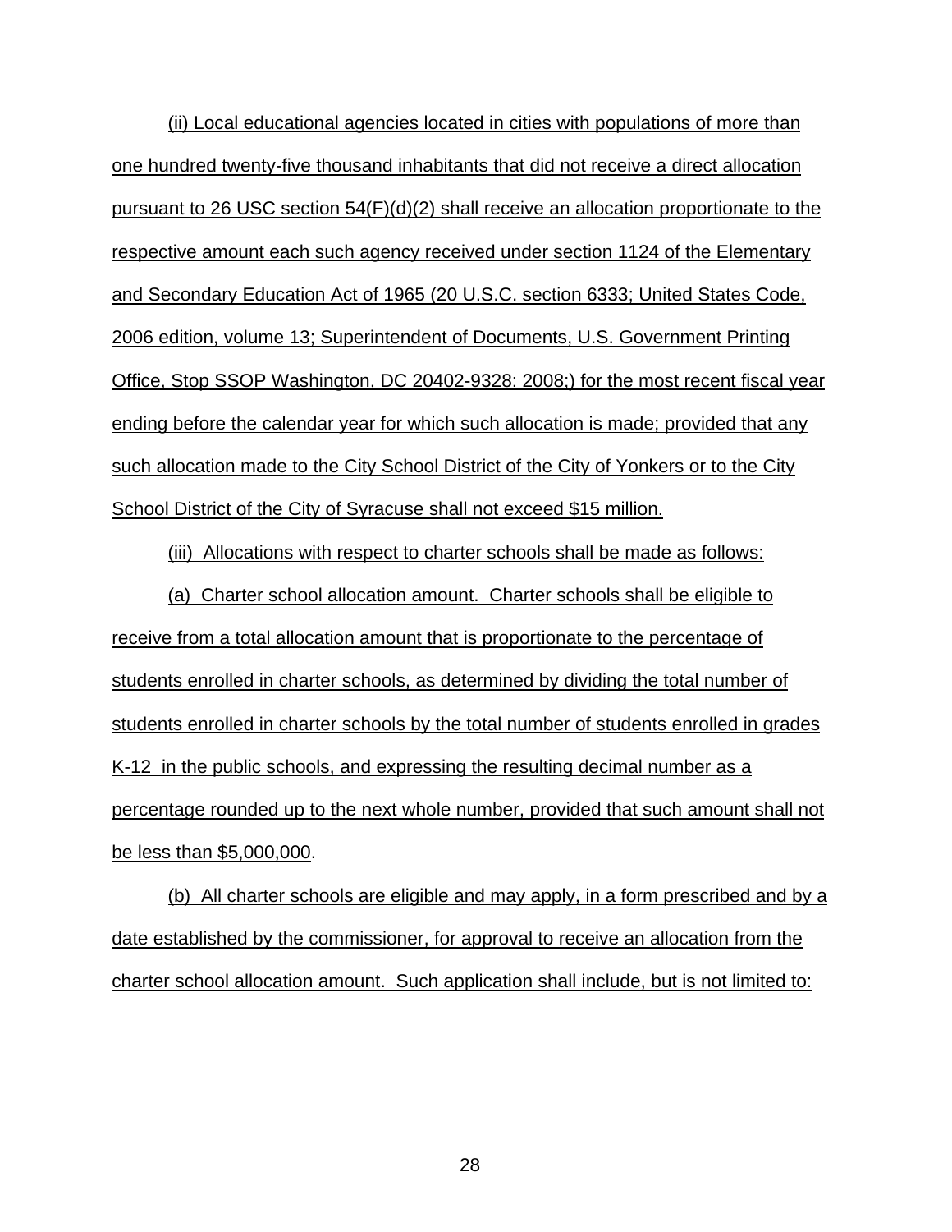(ii) Local educational agencies located in cities with populations of more than one hundred twenty-five thousand inhabitants that did not receive a direct allocation pursuant to 26 USC section 54(F)(d)(2) shall receive an allocation proportionate to the respective amount each such agency received under section 1124 of the Elementary and Secondary Education Act of 1965 (20 U.S.C. section 6333; United States Code, 2006 edition, volume 13; Superintendent of Documents, U.S. Government Printing Office, Stop SSOP Washington, DC 20402-9328: 2008;) for the most recent fiscal year ending before the calendar year for which such allocation is made; provided that any such allocation made to the City School District of the City of Yonkers or to the City School District of the City of Syracuse shall not exceed $15 million.

(iii) Allocations with respect to charter schools shall be made as follows:

(a) Charter school allocation amount. Charter schools shall be eligible to receive from a total allocation amount that is proportionate to the percentage of students enrolled in charter schools, as determined by dividing the total number of students enrolled in charter schools by the total number of students enrolled in grades K-12 in the public schools, and expressing the resulting decimal number as a percentage rounded up to the next whole number, provided that such amount shall not be less than $5,000,000.

(b) All charter schools are eligible and may apply, in a form prescribed and by a date established by the commissioner, for approval to receive an allocation from the charter school allocation amount. Such application shall include, but is not limited to: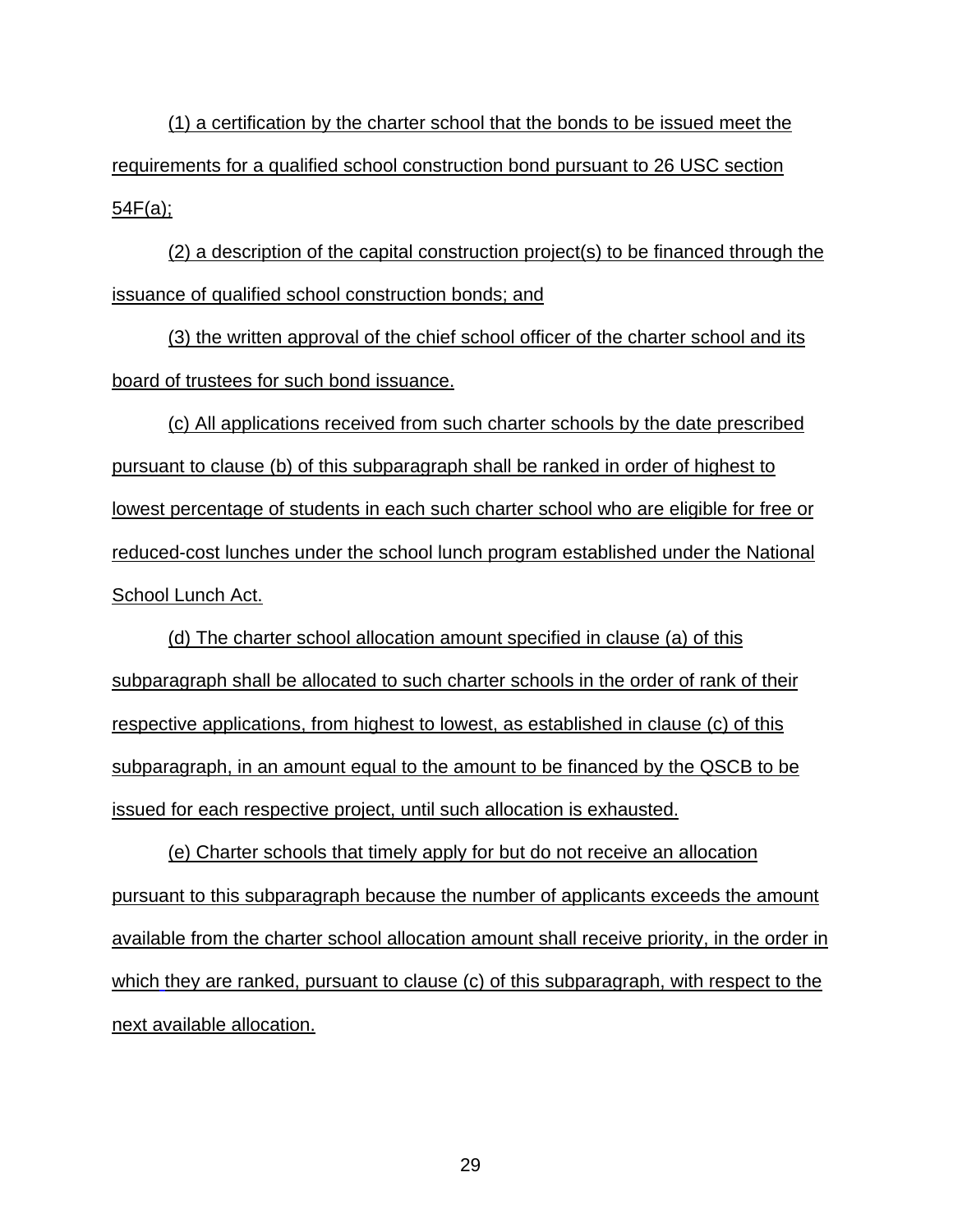(1) a certification by the charter school that the bonds to be issued meet the requirements for a qualified school construction bond pursuant to 26 USC section 54F(a);

(2) a description of the capital construction project(s) to be financed through the issuance of qualified school construction bonds; and

(3) the written approval of the chief school officer of the charter school and its board of trustees for such bond issuance.

(c) All applications received from such charter schools by the date prescribed pursuant to clause (b) of this subparagraph shall be ranked in order of highest to lowest percentage of students in each such charter school who are eligible for free or reduced-cost lunches under the school lunch program established under the National School Lunch Act.

(d) The charter school allocation amount specified in clause (a) of this subparagraph shall be allocated to such charter schools in the order of rank of their respective applications, from highest to lowest, as established in clause (c) of this subparagraph, in an amount equal to the amount to be financed by the QSCB to be issued for each respective project, until such allocation is exhausted.

(e) Charter schools that timely apply for but do not receive an allocation pursuant to this subparagraph because the number of applicants exceeds the amount available from the charter school allocation amount shall receive priority, in the order in which they are ranked, pursuant to clause (c) of this subparagraph, with respect to the next available allocation.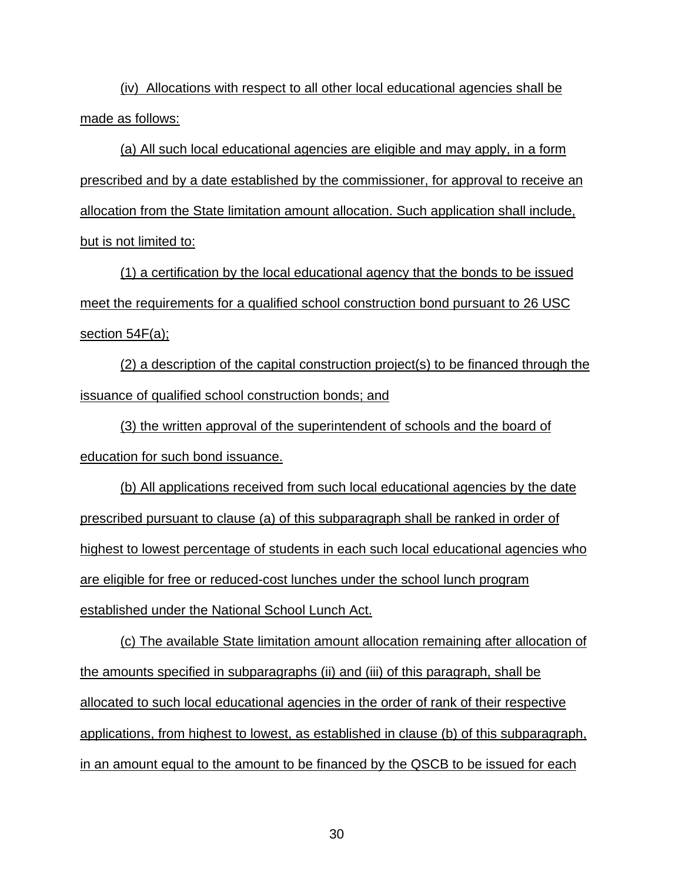(iv) Allocations with respect to all other local educational agencies shall be made as follows:

(a) All such local educational agencies are eligible and may apply, in a form prescribed and by a date established by the commissioner, for approval to receive an allocation from the State limitation amount allocation. Such application shall include, but is not limited to:

(1) a certification by the local educational agency that the bonds to be issued meet the requirements for a qualified school construction bond pursuant to 26 USC section 54F(a);

(2) a description of the capital construction project(s) to be financed through the issuance of qualified school construction bonds; and

(3) the written approval of the superintendent of schools and the board of education for such bond issuance.

(b) All applications received from such local educational agencies by the date prescribed pursuant to clause (a) of this subparagraph shall be ranked in order of highest to lowest percentage of students in each such local educational agencies who are eligible for free or reduced-cost lunches under the school lunch program established under the National School Lunch Act.

(c) The available State limitation amount allocation remaining after allocation of the amounts specified in subparagraphs (ii) and (iii) of this paragraph, shall be allocated to such local educational agencies in the order of rank of their respective applications, from highest to lowest, as established in clause (b) of this subparagraph, in an amount equal to the amount to be financed by the QSCB to be issued for each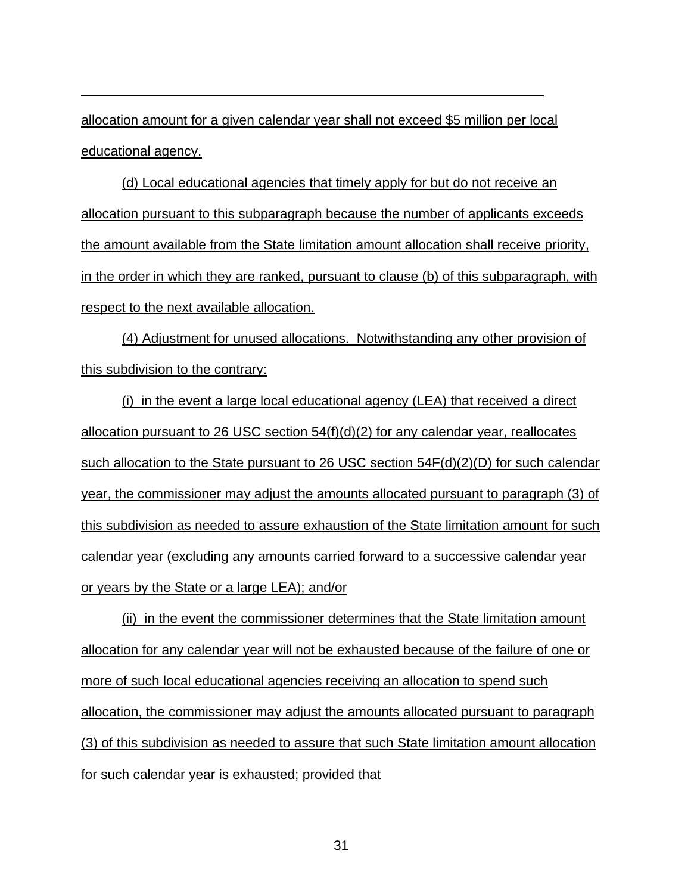allocation amount for a given calendar year shall not exceed $5 million per local educational agency.

(d) Local educational agencies that timely apply for but do not receive an allocation pursuant to this subparagraph because the number of applicants exceeds the amount available from the State limitation amount allocation shall receive priority, in the order in which they are ranked, pursuant to clause (b) of this subparagraph, with respect to the next available allocation.

(4) Adjustment for unused allocations. Notwithstanding any other provision of this subdivision to the contrary:

(i) in the event a large local educational agency (LEA) that received a direct allocation pursuant to 26 USC section 54(f)(d)(2) for any calendar year, reallocates such allocation to the State pursuant to 26 USC section 54F(d)(2)(D) for such calendar year, the commissioner may adjust the amounts allocated pursuant to paragraph (3) of this subdivision as needed to assure exhaustion of the State limitation amount for such calendar year (excluding any amounts carried forward to a successive calendar year or years by the State or a large LEA); and/or

(ii) in the event the commissioner determines that the State limitation amount allocation for any calendar year will not be exhausted because of the failure of one or more of such local educational agencies receiving an allocation to spend such allocation, the commissioner may adjust the amounts allocated pursuant to paragraph (3) of this subdivision as needed to assure that such State limitation amount allocation for such calendar year is exhausted; provided that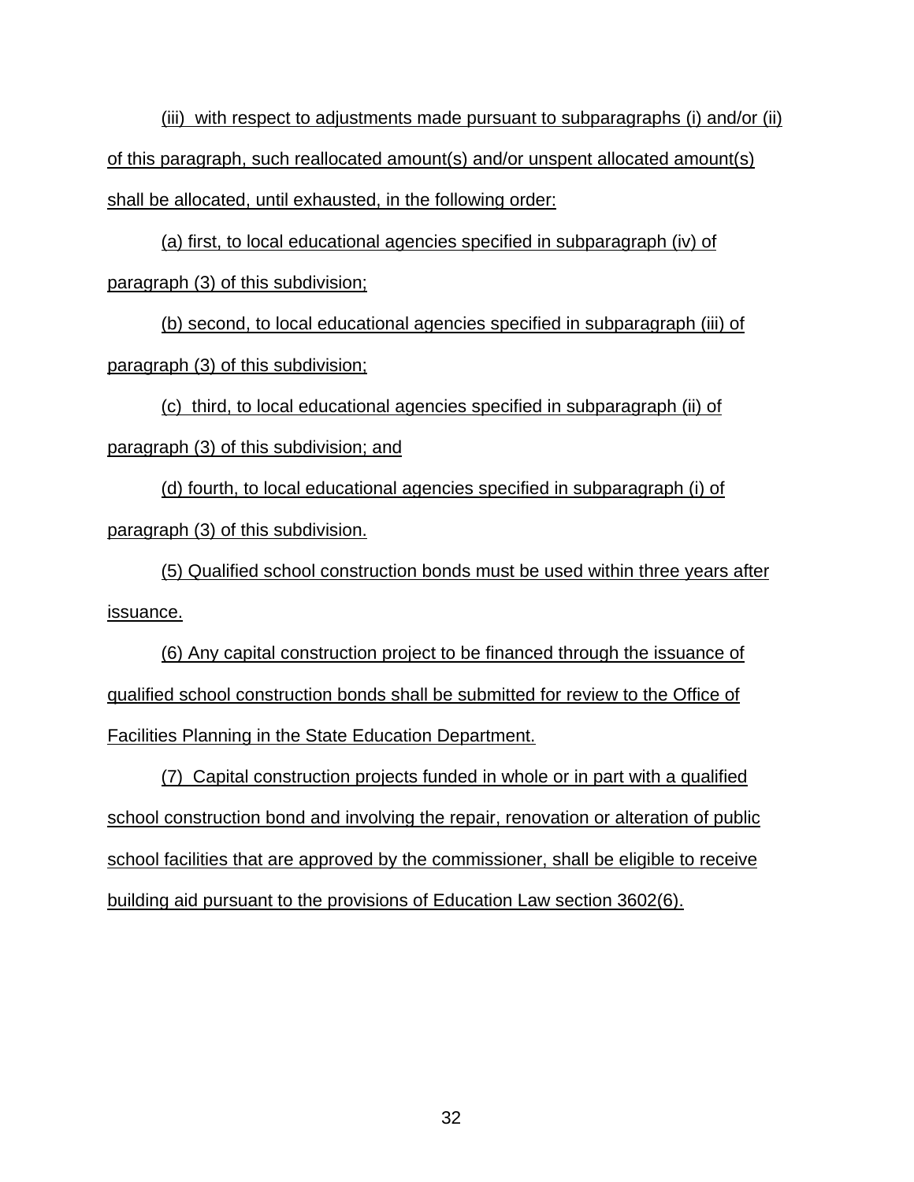(iii) with respect to adjustments made pursuant to subparagraphs (i) and/or (ii) of this paragraph, such reallocated amount(s) and/or unspent allocated amount(s) shall be allocated, until exhausted, in the following order:

(a) first, to local educational agencies specified in subparagraph (iv) of paragraph (3) of this subdivision;

(b) second, to local educational agencies specified in subparagraph (iii) of paragraph (3) of this subdivision;

(c) third, to local educational agencies specified in subparagraph (ii) of paragraph (3) of this subdivision; and

(d) fourth, to local educational agencies specified in subparagraph (i) of paragraph (3) of this subdivision.

(5) Qualified school construction bonds must be used within three years after issuance.

(6) Any capital construction project to be financed through the issuance of qualified school construction bonds shall be submitted for review to the Office of Facilities Planning in the State Education Department.

(7) Capital construction projects funded in whole or in part with a qualified school construction bond and involving the repair, renovation or alteration of public school facilities that are approved by the commissioner, shall be eligible to receive building aid pursuant to the provisions of Education Law section 3602(6).